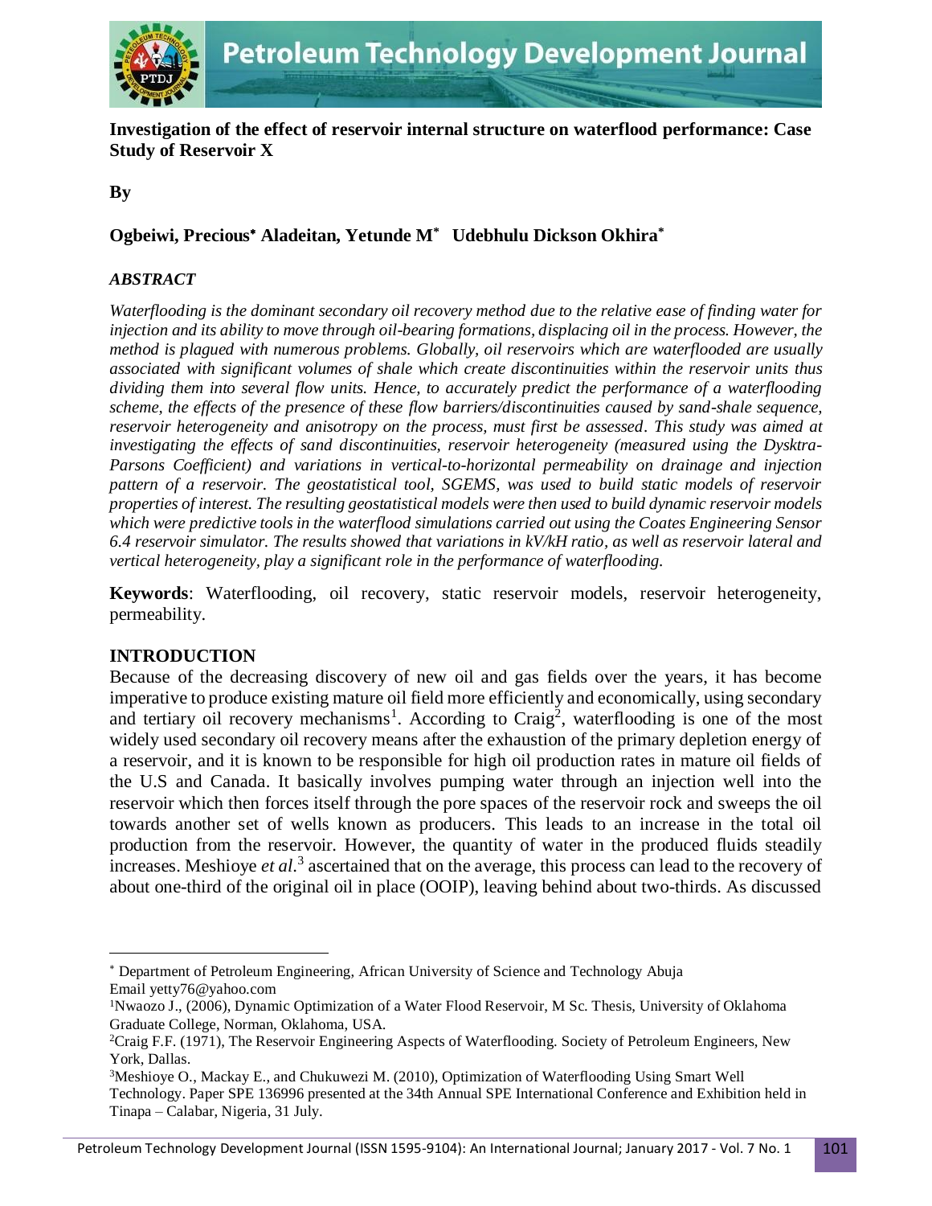# Investigation of the effect of reservoir internal structure on waterflood performance: Case Study of Reservoir X

**By**

**Ogbeiwi, Precious\* Aladeitan, Yetunde M\* Udebhulu Dickson Okhira\***

### *ABSTRACT*

*Waterflooding is the dominant secondary oil recovery method due to the relative ease of finding water for injection and its ability to move through oil-bearing formations, displacing oil in the process. However, the method is plagued with numerous problems. Globally, oil reservoirs which are waterflooded are usually associated with significant volumes of shale which create discontinuities within the reservoir units thus dividing them into several flow units. Hence, to accurately predict the performance of a waterflooding scheme, the effects of the presence of these flow barriers/discontinuities caused by sand-shale sequence, reservoir heterogeneity and anisotropy on the process, must first be assessed. This study was aimed at investigating the effects of sand discontinuities, reservoir heterogeneity (measured using the Dysktra-Parsons Coefficient) and variations in vertical-to-horizontal permeability on drainage and injection pattern of a reservoir. The geostatistical tool, SGEMS, was used to build static models of reservoir properties of interest. The resulting geostatistical models were then used to build dynamic reservoir models which were predictive tools in the waterflood simulations carried out using the Coates Engineering Sensor 6.4 reservoir simulator. The results showed that variations in kV/kH ratio, as well as reservoir lateral and vertical heterogeneity, play a significant role in the performance of waterflooding.*

**Keywords**: Waterflooding, oil recovery, static reservoir models, reservoir heterogeneity, permeability.

## INTRODUCTION

Because of the decreasing discovery of new oil and gas fields over the years, it has become imperative to produce existing mature oil field more efficiently and economically, using secondary and tertiary oil recovery mechanisms[1]. According to Craig[2], waterflooding is one of the most widely used secondary oil recovery means after the exhaustion of the primary depletion energy of a reservoir, and it is known to be responsible for high oil production rates in mature oil fields of the U.S and Canada. It basically involves pumping water through an injection well into the reservoir which then forces itself through the pore spaces of the reservoir rock and sweeps the oil towards another set of wells known as producers. This leads to an increase in the total oil production from the reservoir. However, the quantity of water in the produced fluids steadily increases. Meshioye *et al*.[3] ascertained that on the average, this process can lead to the recovery of about one-third of the original oil in place (OOIP), leaving behind about two-thirds. As discussed

---

\* Department of Petroleum Engineering, African University of Science and Technology Abuja
Email yetty76@yahoo.com

[1] Nwaozo J., (2006), Dynamic Optimization of a Water Flood Reservoir, M Sc. Thesis, University of Oklahoma Graduate College, Norman, Oklahoma, USA.

[2] Craig F.F. (1971), The Reservoir Engineering Aspects of Waterflooding. Society of Petroleum Engineers, New York, Dallas.

[3] Meshioye O., Mackay E., and Chukuwezi M. (2010), Optimization of Waterflooding Using Smart Well Technology. Paper SPE 136996 presented at the 34th Annual SPE International Conference and Exhibition held in Tinapa – Calabar, Nigeria, 31 July.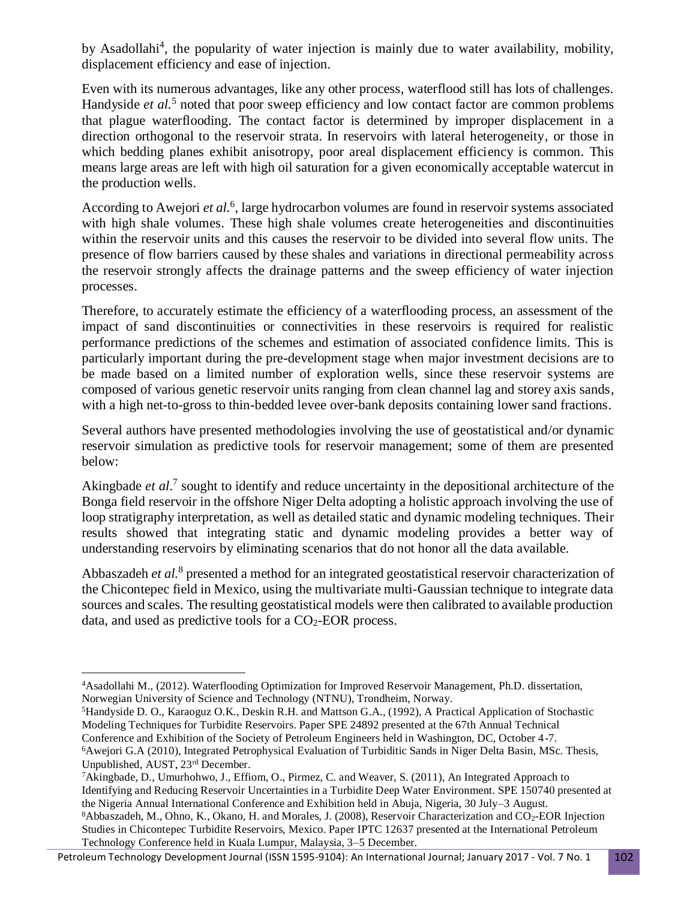by Asadollahi[4], the popularity of water injection is mainly due to water availability, mobility, displacement efficiency and ease of injection.

Even with its numerous advantages, like any other process, waterflood still has lots of challenges. Handyside *et al.*[5] noted that poor sweep efficiency and low contact factor are common problems that plague waterflooding. The contact factor is determined by improper displacement in a direction orthogonal to the reservoir strata. In reservoirs with lateral heterogeneity, or those in which bedding planes exhibit anisotropy, poor areal displacement efficiency is common. This means large areas are left with high oil saturation for a given economically acceptable watercut in the production wells.

According to Awejori *et al.*[6], large hydrocarbon volumes are found in reservoir systems associated with high shale volumes. These high shale volumes create heterogeneities and discontinuities within the reservoir units and this causes the reservoir to be divided into several flow units. The presence of flow barriers caused by these shales and variations in directional permeability across the reservoir strongly affects the drainage patterns and the sweep efficiency of water injection processes.

Therefore, to accurately estimate the efficiency of a waterflooding process, an assessment of the impact of sand discontinuities or connectivities in these reservoirs is required for realistic performance predictions of the schemes and estimation of associated confidence limits. This is particularly important during the pre-development stage when major investment decisions are to be made based on a limited number of exploration wells, since these reservoir systems are composed of various genetic reservoir units ranging from clean channel lag and storey axis sands, with a high net-to-gross to thin-bedded levee over-bank deposits containing lower sand fractions.

Several authors have presented methodologies involving the use of geostatistical and/or dynamic reservoir simulation as predictive tools for reservoir management; some of them are presented below:

Akingbade *et al.*[7] sought to identify and reduce uncertainty in the depositional architecture of the Bonga field reservoir in the offshore Niger Delta adopting a holistic approach involving the use of loop stratigraphy interpretation, as well as detailed static and dynamic modeling techniques. Their results showed that integrating static and dynamic modeling provides a better way of understanding reservoirs by eliminating scenarios that do not honor all the data available.

Abbaszadeh *et al.*[8] presented a method for an integrated geostatistical reservoir characterization of the Chicontepec field in Mexico, using the multivariate multi-Gaussian technique to integrate data sources and scales. The resulting geostatistical models were then calibrated to available production data, and used as predictive tools for a $CO_2$-EOR process.

---

[4]Asadollahi M., (2012). Waterflooding Optimization for Improved Reservoir Management, Ph.D. dissertation, Norwegian University of Science and Technology (NTNU), Trondheim, Norway.

[5]Handyside D. O., Karaoguz O.K., Deskin R.H. and Mattson G.A., (1992), A Practical Application of Stochastic Modeling Techniques for Turbidite Reservoirs. Paper SPE 24892 presented at the 67th Annual Technical Conference and Exhibition of the Society of Petroleum Engineers held in Washington, DC, October 4-7.

[6]Awejori G.A (2010), Integrated Petrophysical Evaluation of Turbiditic Sands in Niger Delta Basin, MSc. Thesis, Unpublished, AUST, 23rd December.

[7]Akingbade, D., Umurhohwo, J., Effiom, O., Pirmez, C. and Weaver, S. (2011), An Integrated Approach to Identifying and Reducing Reservoir Uncertainties in a Turbidite Deep Water Environment. SPE 150740 presented at the Nigeria Annual International Conference and Exhibition held in Abuja, Nigeria, 30 July–3 August.

[8]Abbaszadeh, M., Ohno, K., Okano, H. and Morales, J. (2008), Reservoir Characterization and $CO_2$-EOR Injection Studies in Chicontepec Turbidite Reservoirs, Mexico. Paper IPTC 12637 presented at the International Petroleum Technology Conference held in Kuala Lumpur, Malaysia, 3–5 December.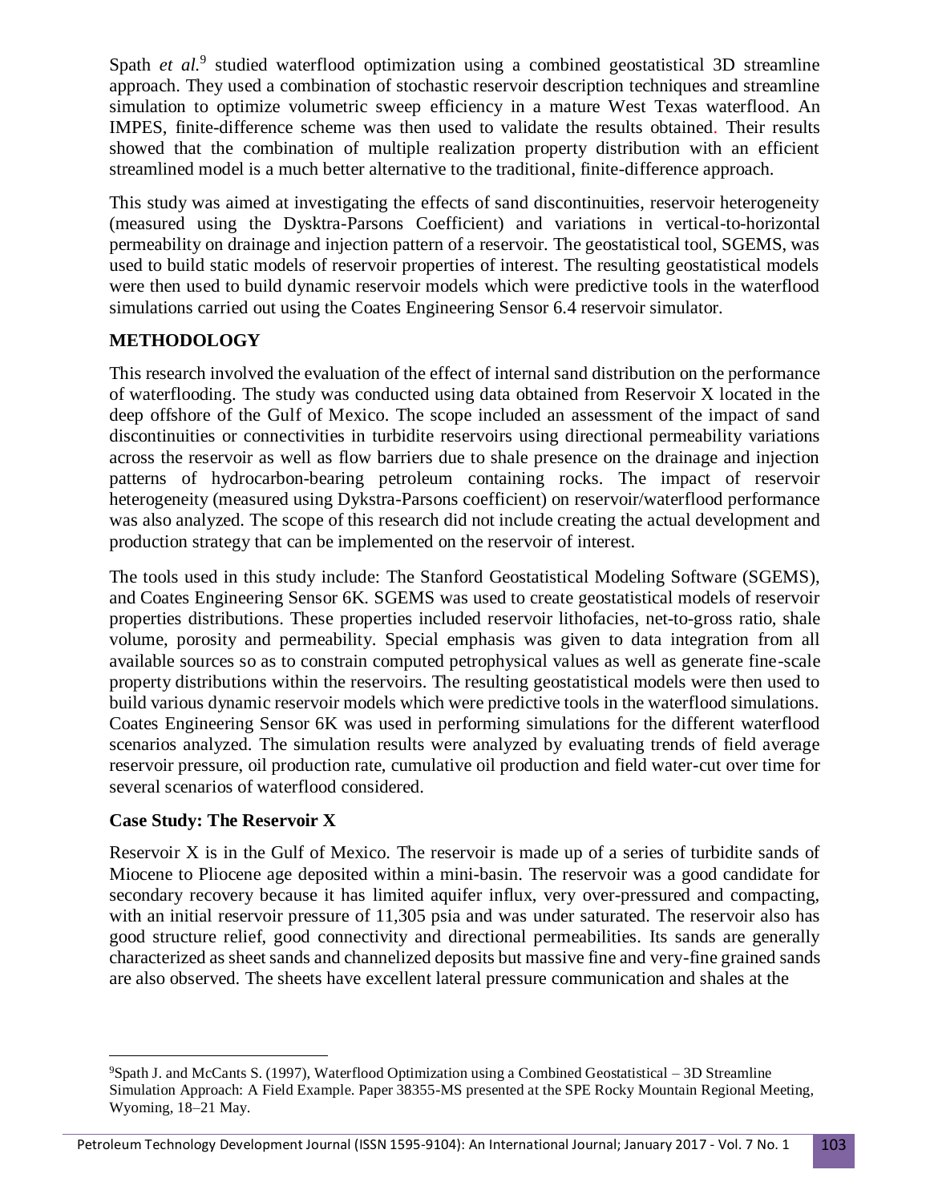Spath *et al.*[9] studied waterflood optimization using a combined geostatistical 3D streamline approach. They used a combination of stochastic reservoir description techniques and streamline simulation to optimize volumetric sweep efficiency in a mature West Texas waterflood. An IMPES, finite-difference scheme was then used to validate the results obtained. Their results showed that the combination of multiple realization property distribution with an efficient streamlined model is a much better alternative to the traditional, finite-difference approach.

This study was aimed at investigating the effects of sand discontinuities, reservoir heterogeneity (measured using the Dysktra-Parsons Coefficient) and variations in vertical-to-horizontal permeability on drainage and injection pattern of a reservoir. The geostatistical tool, SGEMS, was used to build static models of reservoir properties of interest. The resulting geostatistical models were then used to build dynamic reservoir models which were predictive tools in the waterflood simulations carried out using the Coates Engineering Sensor 6.4 reservoir simulator.

## METHODOLOGY

This research involved the evaluation of the effect of internal sand distribution on the performance of waterflooding. The study was conducted using data obtained from Reservoir X located in the deep offshore of the Gulf of Mexico. The scope included an assessment of the impact of sand discontinuities or connectivities in turbidite reservoirs using directional permeability variations across the reservoir as well as flow barriers due to shale presence on the drainage and injection patterns of hydrocarbon-bearing petroleum containing rocks. The impact of reservoir heterogeneity (measured using Dykstra-Parsons coefficient) on reservoir/waterflood performance was also analyzed. The scope of this research did not include creating the actual development and production strategy that can be implemented on the reservoir of interest.

The tools used in this study include: The Stanford Geostatistical Modeling Software (SGEMS), and Coates Engineering Sensor 6K. SGEMS was used to create geostatistical models of reservoir properties distributions. These properties included reservoir lithofacies, net-to-gross ratio, shale volume, porosity and permeability. Special emphasis was given to data integration from all available sources so as to constrain computed petrophysical values as well as generate fine-scale property distributions within the reservoirs. The resulting geostatistical models were then used to build various dynamic reservoir models which were predictive tools in the waterflood simulations. Coates Engineering Sensor 6K was used in performing simulations for the different waterflood scenarios analyzed. The simulation results were analyzed by evaluating trends of field average reservoir pressure, oil production rate, cumulative oil production and field water-cut over time for several scenarios of waterflood considered.

### Case Study: The Reservoir X

Reservoir X is in the Gulf of Mexico. The reservoir is made up of a series of turbidite sands of Miocene to Pliocene age deposited within a mini-basin. The reservoir was a good candidate for secondary recovery because it has limited aquifer influx, very over-pressured and compacting, with an initial reservoir pressure of 11,305 psia and was under saturated. The reservoir also has good structure relief, good connectivity and directional permeabilities. Its sands are generally characterized as sheet sands and channelized deposits but massive fine and very-fine grained sands are also observed. The sheets have excellent lateral pressure communication and shales at the

[9] Spath J. and McCants S. (1997), Waterflood Optimization using a Combined Geostatistical – 3D Streamline Simulation Approach: A Field Example. Paper 38355-MS presented at the SPE Rocky Mountain Regional Meeting, Wyoming, 18–21 May.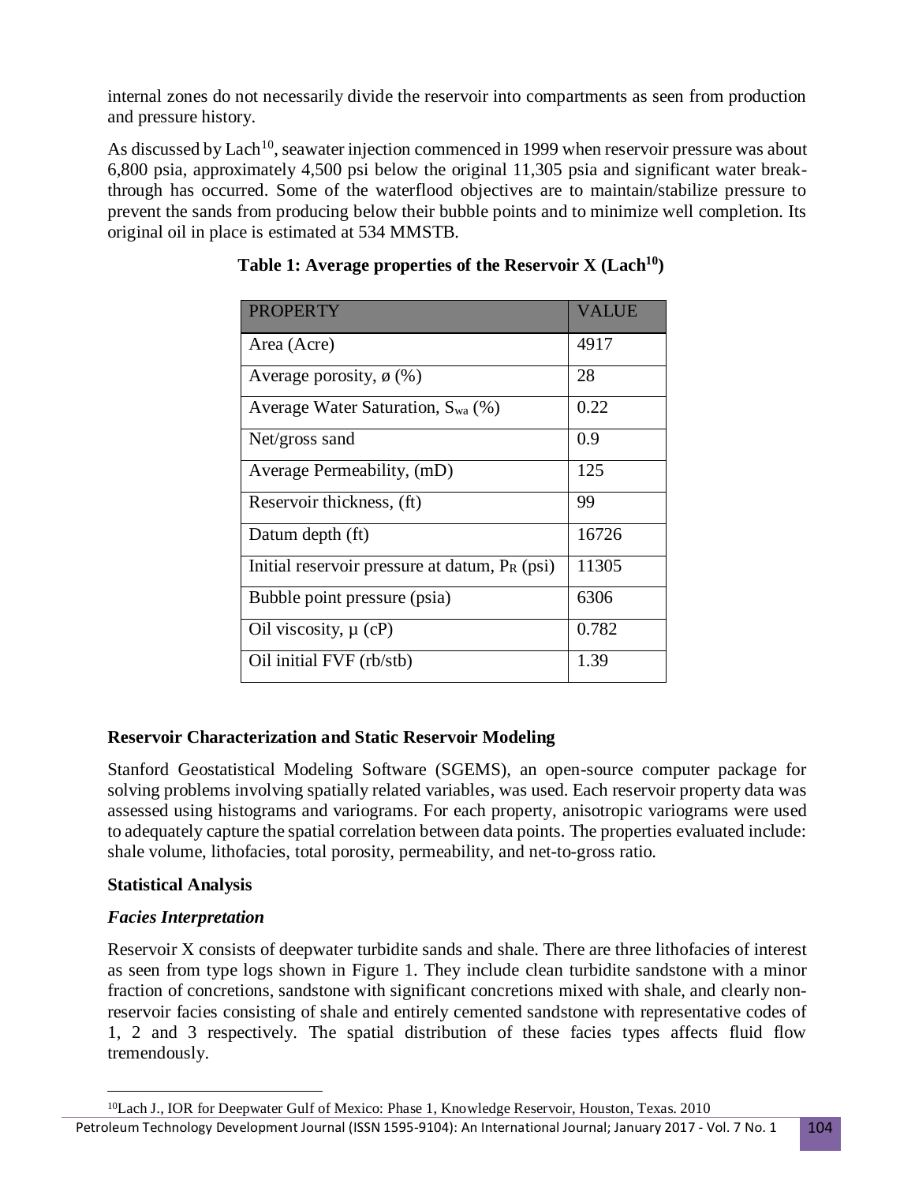internal zones do not necessarily divide the reservoir into compartments as seen from production and pressure history.

As discussed by Lach[10], seawater injection commenced in 1999 when reservoir pressure was about 6,800 psia, approximately 4,500 psi below the original 11,305 psia and significant water break-through has occurred. Some of the waterflood objectives are to maintain/stabilize pressure to prevent the sands from producing below their bubble points and to minimize well completion. Its original oil in place is estimated at 534 MMSTB.

**Table 1: Average properties of the Reservoir X (Lach[10])**

| PROPERTY | VALUE |
|---|---|
| Area (Acre) | 4917 |
| Average porosity, ø (%) | 28 |
| Average Water Saturation, $S_{wa}$ (%) | 0.22 |
| Net/gross sand | 0.9 |
| Average Permeability, (mD) | 125 |
| Reservoir thickness, (ft) | 99 |
| Datum depth (ft) | 16726 |
| Initial reservoir pressure at datum, $P_R$ (psi) | 11305 |
| Bubble point pressure (psia) | 6306 |
| Oil viscosity, µ (cP) | 0.782 |
| Oil initial FVF (rb/stb) | 1.39 |

## Reservoir Characterization and Static Reservoir Modeling

Stanford Geostatistical Modeling Software (SGEMS), an open-source computer package for solving problems involving spatially related variables, was used. Each reservoir property data was assessed using histograms and variograms. For each property, anisotropic variograms were used to adequately capture the spatial correlation between data points. The properties evaluated include: shale volume, lithofacies, total porosity, permeability, and net-to-gross ratio.

### Statistical Analysis

#### *Facies Interpretation*

Reservoir X consists of deepwater turbidite sands and shale. There are three lithofacies of interest as seen from type logs shown in Figure 1. They include clean turbidite sandstone with a minor fraction of concretions, sandstone with significant concretions mixed with shale, and clearly non-reservoir facies consisting of shale and entirely cemented sandstone with representative codes of 1, 2 and 3 respectively. The spatial distribution of these facies types affects fluid flow tremendously.

---

[10]Lach J., IOR for Deepwater Gulf of Mexico: Phase 1, Knowledge Reservoir, Houston, Texas. 2010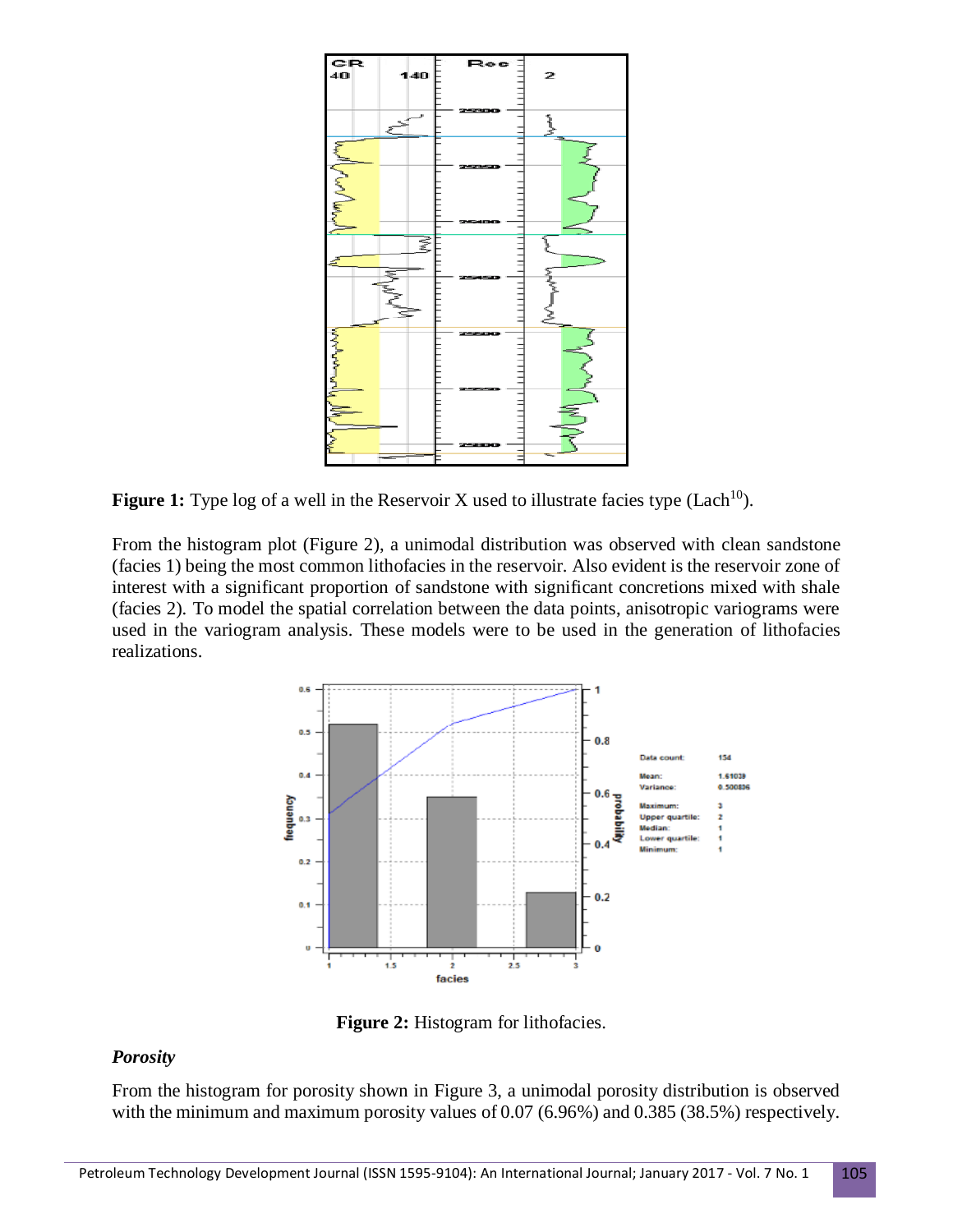**Figure 1:** Type log of a well in the Reservoir X used to illustrate facies type (Lach[10]).

From the histogram plot (Figure 2), a unimodal distribution was observed with clean sandstone (facies 1) being the most common lithofacies in the reservoir. Also evident is the reservoir zone of interest with a significant proportion of sandstone with significant concretions mixed with shale (facies 2). To model the spatial correlation between the data points, anisotropic variograms were used in the variogram analysis. These models were to be used in the generation of lithofacies realizations.

**Figure 2:** Histogram for lithofacies.

### *Porosity*

From the histogram for porosity shown in Figure 3, a unimodal porosity distribution is observed with the minimum and maximum porosity values of 0.07 (6.96%) and 0.385 (38.5%) respectively.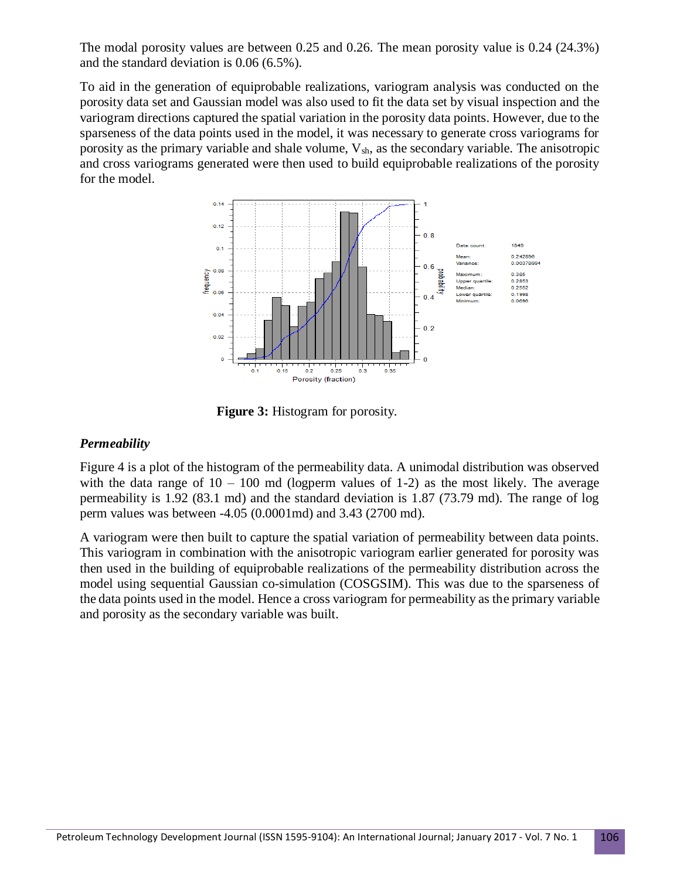The modal porosity values are between 0.25 and 0.26. The mean porosity value is 0.24 (24.3%) and the standard deviation is 0.06 (6.5%).

To aid in the generation of equiprobable realizations, variogram analysis was conducted on the porosity data set and Gaussian model was also used to fit the data set by visual inspection and the variogram directions captured the spatial variation in the porosity data points. However, due to the sparseness of the data points used in the model, it was necessary to generate cross variograms for porosity as the primary variable and shale volume, $V_{sh}$, as the secondary variable. The anisotropic and cross variograms generated were then used to build equiprobable realizations of the porosity for the model.

**Figure 3:** Histogram for porosity.

### *Permeability*

Figure 4 is a plot of the histogram of the permeability data. A unimodal distribution was observed with the data range of 10 – 100 md (logperm values of 1-2) as the most likely. The average permeability is 1.92 (83.1 md) and the standard deviation is 1.87 (73.79 md). The range of log perm values was between -4.05 (0.0001md) and 3.43 (2700 md).

A variogram were then built to capture the spatial variation of permeability between data points. This variogram in combination with the anisotropic variogram earlier generated for porosity was then used in the building of equiprobable realizations of the permeability distribution across the model using sequential Gaussian co-simulation (COSGSIM). This was due to the sparseness of the data points used in the model. Hence a cross variogram for permeability as the primary variable and porosity as the secondary variable was built.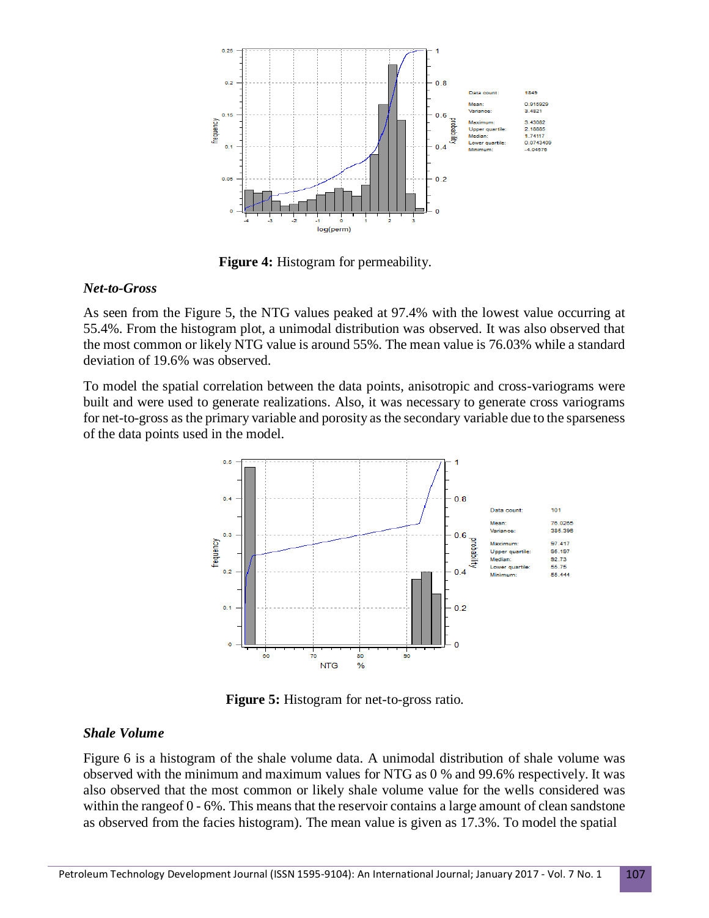**Figure 4:** Histogram for permeability.

### *Net-to-Gross*

As seen from the Figure 5, the NTG values peaked at 97.4% with the lowest value occurring at 55.4%. From the histogram plot, a unimodal distribution was observed. It was also observed that the most common or likely NTG value is around 55%. The mean value is 76.03% while a standard deviation of 19.6% was observed.

To model the spatial correlation between the data points, anisotropic and cross-variograms were built and were used to generate realizations. Also, it was necessary to generate cross variograms for net-to-gross as the primary variable and porosity as the secondary variable due to the sparseness of the data points used in the model.

**Figure 5:** Histogram for net-to-gross ratio.

### *Shale Volume*

Figure 6 is a histogram of the shale volume data. A unimodal distribution of shale volume was observed with the minimum and maximum values for NTG as 0 % and 99.6% respectively. It was also observed that the most common or likely shale volume value for the wells considered was within the rangeof 0 - 6%. This means that the reservoir contains a large amount of clean sandstone as observed from the facies histogram). The mean value is given as 17.3%. To model the spatial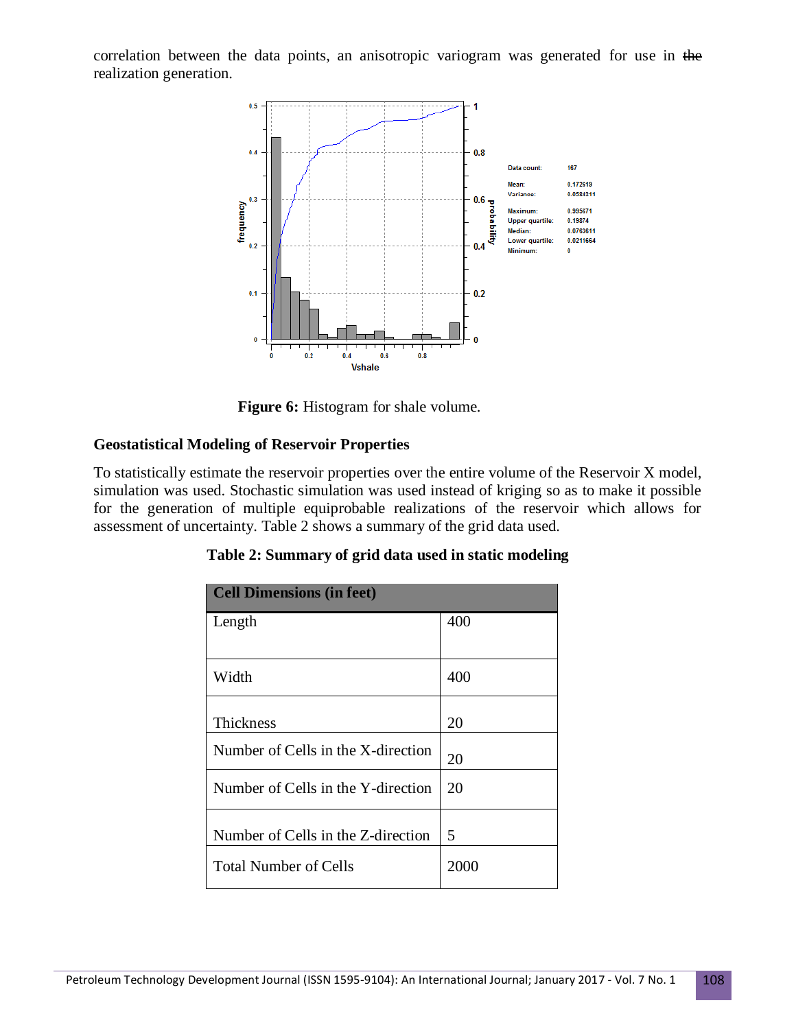correlation between the data points, an anisotropic variogram was generated for use in ~~the~~ realization generation.

**Figure 6:** Histogram for shale volume.

### Geostatistical Modeling of Reservoir Properties

To statistically estimate the reservoir properties over the entire volume of the Reservoir X model, simulation was used. Stochastic simulation was used instead of kriging so as to make it possible for the generation of multiple equiprobable realizations of the reservoir which allows for assessment of uncertainty. Table 2 shows a summary of the grid data used.

**Table 2: Summary of grid data used in static modeling**

| Cell Dimensions (in feet) | |
|---|---|
| Length | 400 |
| Width | 400 |
| Thickness | 20 |
| Number of Cells in the X-direction | 20 |
| Number of Cells in the Y-direction | 20 |
| Number of Cells in the Z-direction | 5 |
| Total Number of Cells | 2000 |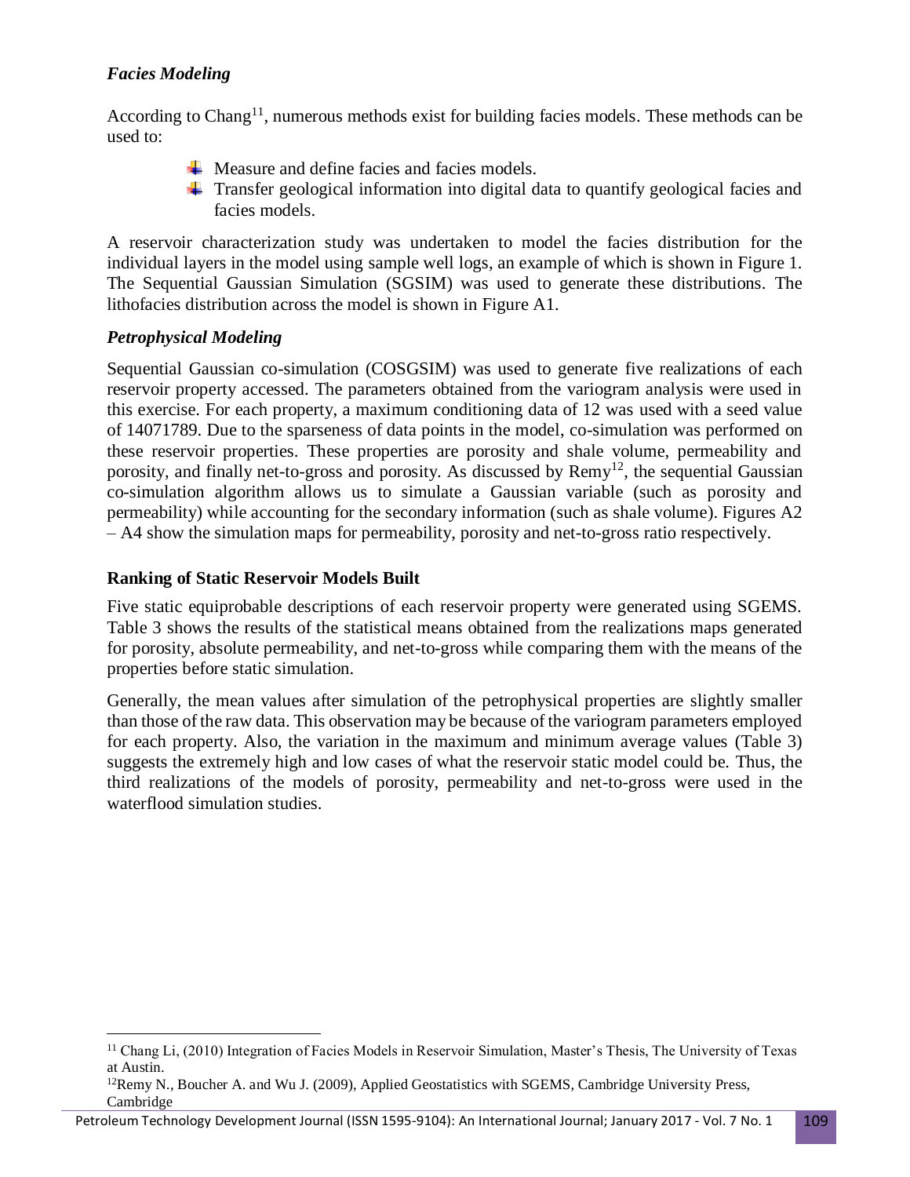### *Facies Modeling*

According to Chang[11], numerous methods exist for building facies models. These methods can be used to:

- Measure and define facies and facies models.
- Transfer geological information into digital data to quantify geological facies and facies models.

A reservoir characterization study was undertaken to model the facies distribution for the individual layers in the model using sample well logs, an example of which is shown in Figure 1. The Sequential Gaussian Simulation (SGSIM) was used to generate these distributions. The lithofacies distribution across the model is shown in Figure A1.

### *Petrophysical Modeling*

Sequential Gaussian co-simulation (COSGSIM) was used to generate five realizations of each reservoir property accessed. The parameters obtained from the variogram analysis were used in this exercise. For each property, a maximum conditioning data of 12 was used with a seed value of 14071789. Due to the sparseness of data points in the model, co-simulation was performed on these reservoir properties. These properties are porosity and shale volume, permeability and porosity, and finally net-to-gross and porosity. As discussed by Remy[12], the sequential Gaussian co-simulation algorithm allows us to simulate a Gaussian variable (such as porosity and permeability) while accounting for the secondary information (such as shale volume). Figures A2 – A4 show the simulation maps for permeability, porosity and net-to-gross ratio respectively.

## **Ranking of Static Reservoir Models Built**

Five static equiprobable descriptions of each reservoir property were generated using SGEMS. Table 3 shows the results of the statistical means obtained from the realizations maps generated for porosity, absolute permeability, and net-to-gross while comparing them with the means of the properties before static simulation.

Generally, the mean values after simulation of the petrophysical properties are slightly smaller than those of the raw data. This observation may be because of the variogram parameters employed for each property. Also, the variation in the maximum and minimum average values (Table 3) suggests the extremely high and low cases of what the reservoir static model could be. Thus, the third realizations of the models of porosity, permeability and net-to-gross were used in the waterflood simulation studies.

---

[11] Chang Li, (2010) Integration of Facies Models in Reservoir Simulation, Master's Thesis, The University of Texas at Austin.

[12] Remy N., Boucher A. and Wu J. (2009), Applied Geostatistics with SGEMS, Cambridge University Press, Cambridge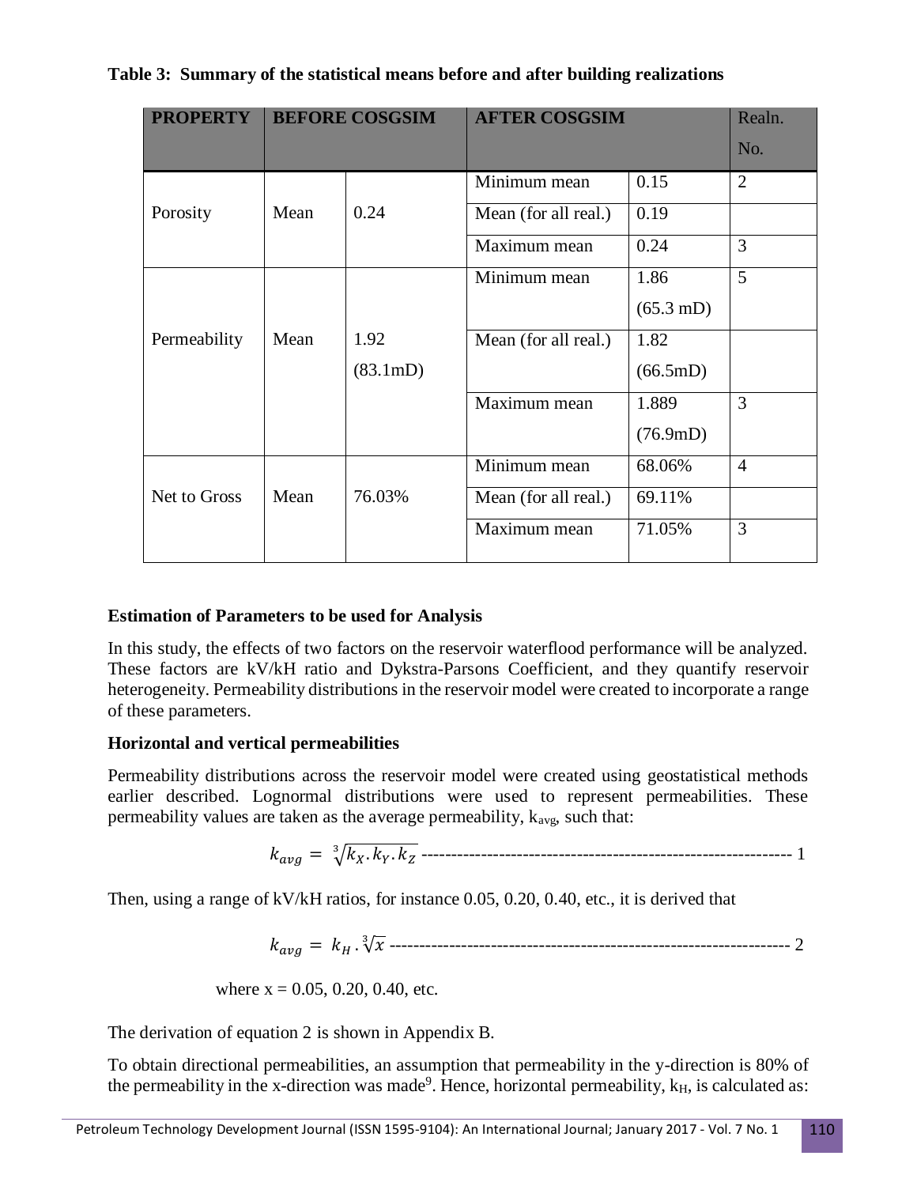**Table 3: Summary of the statistical means before and after building realizations**

| PROPERTY | BEFORE COSGSIM | | AFTER COSGSIM | | Realn. No. |
|---|---|---|---|---|---|
| Porosity | Mean | 0.24 | Minimum mean | 0.15 | 2 |
| | | | Mean (for all real.) | 0.19 | |
| | | | Maximum mean | 0.24 | 3 |
| Permeability | Mean | 1.92 (83.1mD) | Minimum mean | 1.86 (65.3 mD) | 5 |
| | | | Mean (for all real.) | 1.82 (66.5mD) | |
| | | | Maximum mean | 1.889 (76.9mD) | 3 |
| Net to Gross | Mean | 76.03% | Minimum mean | 68.06% | 4 |
| | | | Mean (for all real.) | 69.11% | |
| | | | Maximum mean | 71.05% | 3 |

**Estimation of Parameters to be used for Analysis**

In this study, the effects of two factors on the reservoir waterflood performance will be analyzed. These factors are kV/kH ratio and Dykstra-Parsons Coefficient, and they quantify reservoir heterogeneity. Permeability distributions in the reservoir model were created to incorporate a range of these parameters.

**Horizontal and vertical permeabilities**

Permeability distributions across the reservoir model were created using geostatistical methods earlier described. Lognormal distributions were used to represent permeabilities. These permeability values are taken as the average permeability, $k_{avg}$, such that:

$$k_{avg} = \sqrt[3]{k_X . k_Y . k_Z} \text{ ------------------------------------------------------------- } 1$$

Then, using a range of kV/kH ratios, for instance 0.05, 0.20, 0.40, etc., it is derived that

$$k_{avg} = k_H . \sqrt[3]{x} \text{ ------------------------------------------------------------------ } 2$$

where x = 0.05, 0.20, 0.40, etc.

The derivation of equation 2 is shown in Appendix B.

To obtain directional permeabilities, an assumption that permeability in the y-direction is 80% of the permeability in the x-direction was made[9]. Hence, horizontal permeability, $k_H$, is calculated as: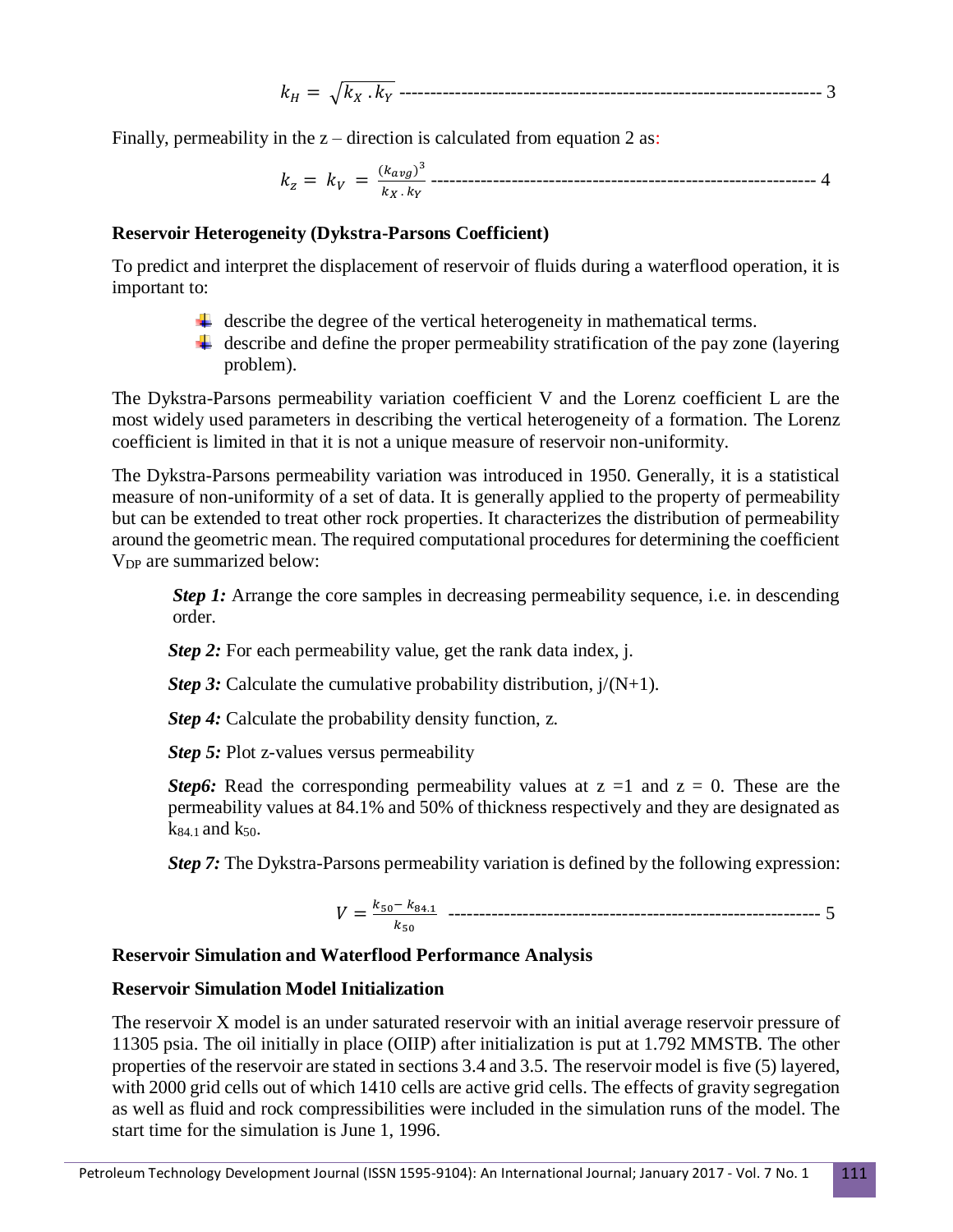$$k_H = \sqrt{k_X \cdot k_Y} \quad \text{-------- 3}$$

Finally, permeability in the z – direction is calculated from equation 2 as:

$$k_z = k_V = \frac{(k_{avg})^3}{k_X \cdot k_Y} \quad \text{-------- 4}$$

**Reservoir Heterogeneity (Dykstra-Parsons Coefficient)**

To predict and interpret the displacement of reservoir of fluids during a waterflood operation, it is important to:

- describe the degree of the vertical heterogeneity in mathematical terms.
- describe and define the proper permeability stratification of the pay zone (layering problem).

The Dykstra-Parsons permeability variation coefficient V and the Lorenz coefficient L are the most widely used parameters in describing the vertical heterogeneity of a formation. The Lorenz coefficient is limited in that it is not a unique measure of reservoir non-uniformity.

The Dykstra-Parsons permeability variation was introduced in 1950. Generally, it is a statistical measure of non-uniformity of a set of data. It is generally applied to the property of permeability but can be extended to treat other rock properties. It characterizes the distribution of permeability around the geometric mean. The required computational procedures for determining the coefficient $V_{DP}$ are summarized below:

***Step 1:*** Arrange the core samples in decreasing permeability sequence, i.e. in descending order.

***Step 2:*** For each permeability value, get the rank data index, j.

***Step 3:*** Calculate the cumulative probability distribution, j/(N+1).

***Step 4:*** Calculate the probability density function, z.

***Step 5:*** Plot z-values versus permeability

***Step6:*** Read the corresponding permeability values at z =1 and z = 0. These are the permeability values at 84.1% and 50% of thickness respectively and they are designated as $k_{84.1}$ and $k_{50}$.

***Step 7:*** The Dykstra-Parsons permeability variation is defined by the following expression:

$$V = \frac{k_{50} - k_{84.1}}{k_{50}} \quad \text{-------- 5}$$

**Reservoir Simulation and Waterflood Performance Analysis**

**Reservoir Simulation Model Initialization**

The reservoir X model is an under saturated reservoir with an initial average reservoir pressure of 11305 psia. The oil initially in place (OIIP) after initialization is put at 1.792 MMSTB. The other properties of the reservoir are stated in sections 3.4 and 3.5. The reservoir model is five (5) layered, with 2000 grid cells out of which 1410 cells are active grid cells. The effects of gravity segregation as well as fluid and rock compressibilities were included in the simulation runs of the model. The start time for the simulation is June 1, 1996.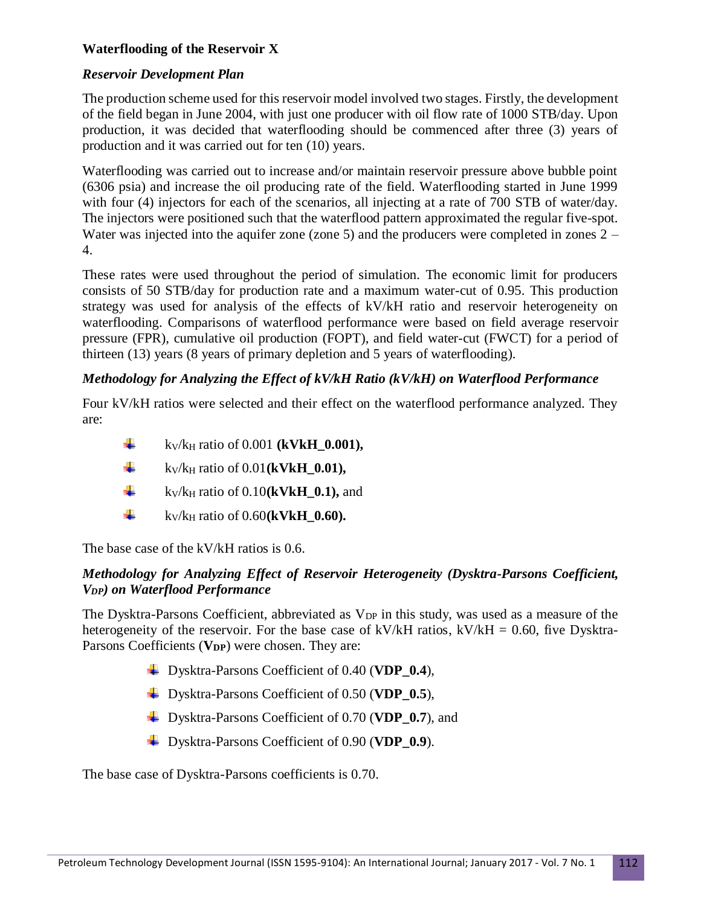**Waterflooding of the Reservoir X**

***Reservoir Development Plan***

The production scheme used for this reservoir model involved two stages. Firstly, the development of the field began in June 2004, with just one producer with oil flow rate of 1000 STB/day. Upon production, it was decided that waterflooding should be commenced after three (3) years of production and it was carried out for ten (10) years.

Waterflooding was carried out to increase and/or maintain reservoir pressure above bubble point (6306 psia) and increase the oil producing rate of the field. Waterflooding started in June 1999 with four (4) injectors for each of the scenarios, all injecting at a rate of 700 STB of water/day. The injectors were positioned such that the waterflood pattern approximated the regular five-spot. Water was injected into the aquifer zone (zone 5) and the producers were completed in zones 2 – 4.

These rates were used throughout the period of simulation. The economic limit for producers consists of 50 STB/day for production rate and a maximum water-cut of 0.95. This production strategy was used for analysis of the effects of kV/kH ratio and reservoir heterogeneity on waterflooding. Comparisons of waterflood performance were based on field average reservoir pressure (FPR), cumulative oil production (FOPT), and field water-cut (FWCT) for a period of thirteen (13) years (8 years of primary depletion and 5 years of waterflooding).

***Methodology for Analyzing the Effect of kV/kH Ratio (kV/kH) on Waterflood Performance***

Four kV/kH ratios were selected and their effect on the waterflood performance analyzed. They are:

- $k_V/k_H$ ratio of 0.001 **(kVkH_0.001),**
- $k_V/k_H$ ratio of 0.01**(kVkH_0.01),**
- $k_V/k_H$ ratio of 0.10**(kVkH_0.1),** and
- $k_V/k_H$ ratio of 0.60**(kVkH_0.60).**

The base case of the kV/kH ratios is 0.6.

***Methodology for Analyzing Effect of Reservoir Heterogeneity (Dysktra-Parsons Coefficient, $V_{DP}$) on Waterflood Performance***

The Dysktra-Parsons Coefficient, abbreviated as $V_{DP}$ in this study, was used as a measure of the heterogeneity of the reservoir. For the base case of kV/kH ratios, kV/kH = 0.60, five Dysktra-Parsons Coefficients (**$V_{DP}$**) were chosen. They are:

- Dysktra-Parsons Coefficient of 0.40 (**VDP_0.4**),
- Dysktra-Parsons Coefficient of 0.50 (**VDP_0.5**),
- Dysktra-Parsons Coefficient of 0.70 (**VDP_0.7**), and
- Dysktra-Parsons Coefficient of 0.90 (**VDP_0.9**).

The base case of Dysktra-Parsons coefficients is 0.70.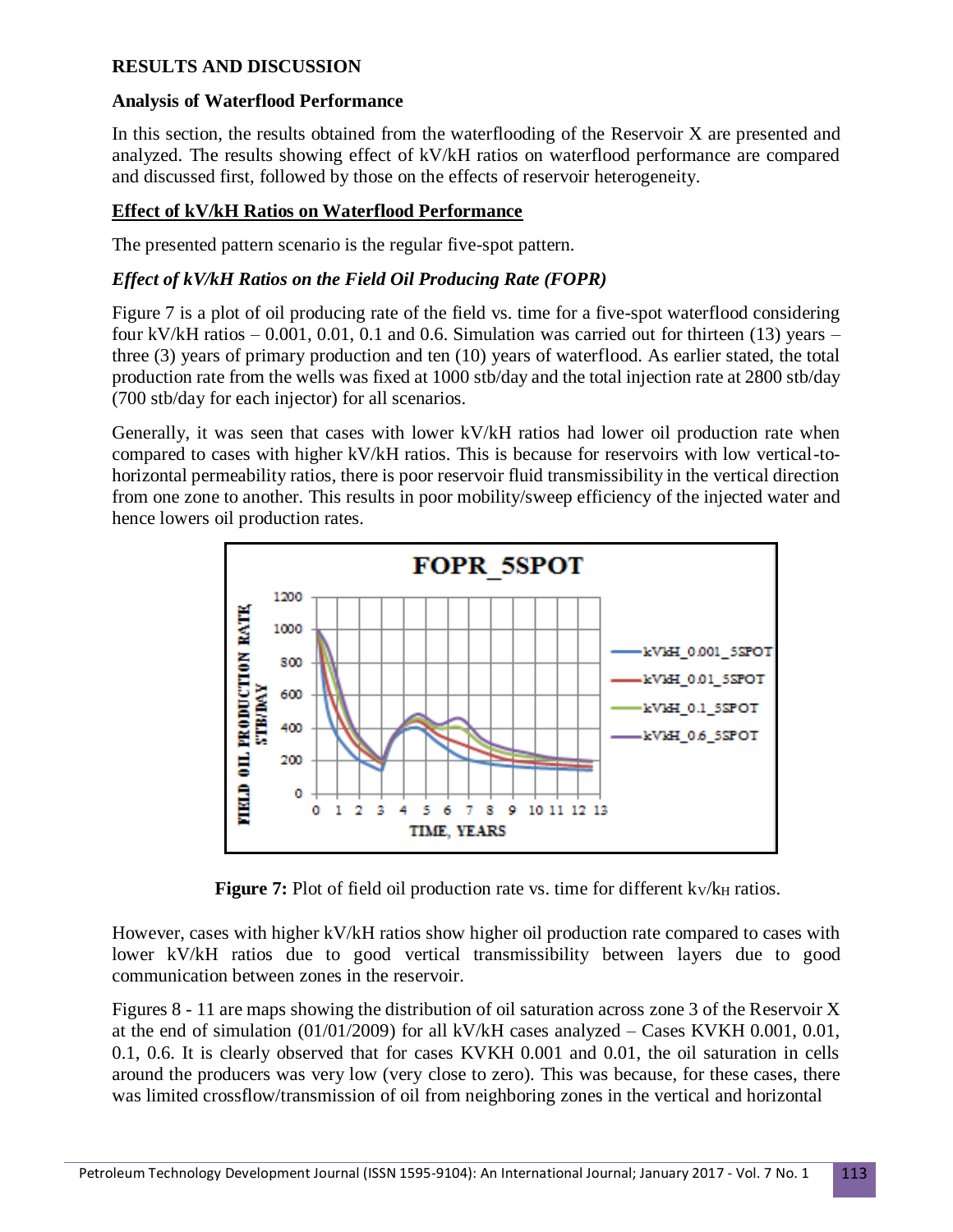## RESULTS AND DISCUSSION

### Analysis of Waterflood Performance

In this section, the results obtained from the waterflooding of the Reservoir X are presented and analyzed. The results showing effect of kV/kH ratios on waterflood performance are compared and discussed first, followed by those on the effects of reservoir heterogeneity.

### Effect of kV/kH Ratios on Waterflood Performance

The presented pattern scenario is the regular five-spot pattern.

#### *Effect of kV/kH Ratios on the Field Oil Producing Rate (FOPR)*

Figure 7 is a plot of oil producing rate of the field vs. time for a five-spot waterflood considering four kV/kH ratios – 0.001, 0.01, 0.1 and 0.6. Simulation was carried out for thirteen (13) years – three (3) years of primary production and ten (10) years of waterflood. As earlier stated, the total production rate from the wells was fixed at 1000 stb/day and the total injection rate at 2800 stb/day (700 stb/day for each injector) for all scenarios.

Generally, it was seen that cases with lower kV/kH ratios had lower oil production rate when compared to cases with higher kV/kH ratios. This is because for reservoirs with low vertical-to-horizontal permeability ratios, there is poor reservoir fluid transmissibility in the vertical direction from one zone to another. This results in poor mobility/sweep efficiency of the injected water and hence lowers oil production rates.

**Figure 7:** Plot of field oil production rate vs. time for different $k_V/k_H$ ratios.

However, cases with higher kV/kH ratios show higher oil production rate compared to cases with lower kV/kH ratios due to good vertical transmissibility between layers due to good communication between zones in the reservoir.

Figures 8 - 11 are maps showing the distribution of oil saturation across zone 3 of the Reservoir X at the end of simulation (01/01/2009) for all kV/kH cases analyzed – Cases KVKH 0.001, 0.01, 0.1, 0.6. It is clearly observed that for cases KVKH 0.001 and 0.01, the oil saturation in cells around the producers was very low (very close to zero). This was because, for these cases, there was limited crossflow/transmission of oil from neighboring zones in the vertical and horizontal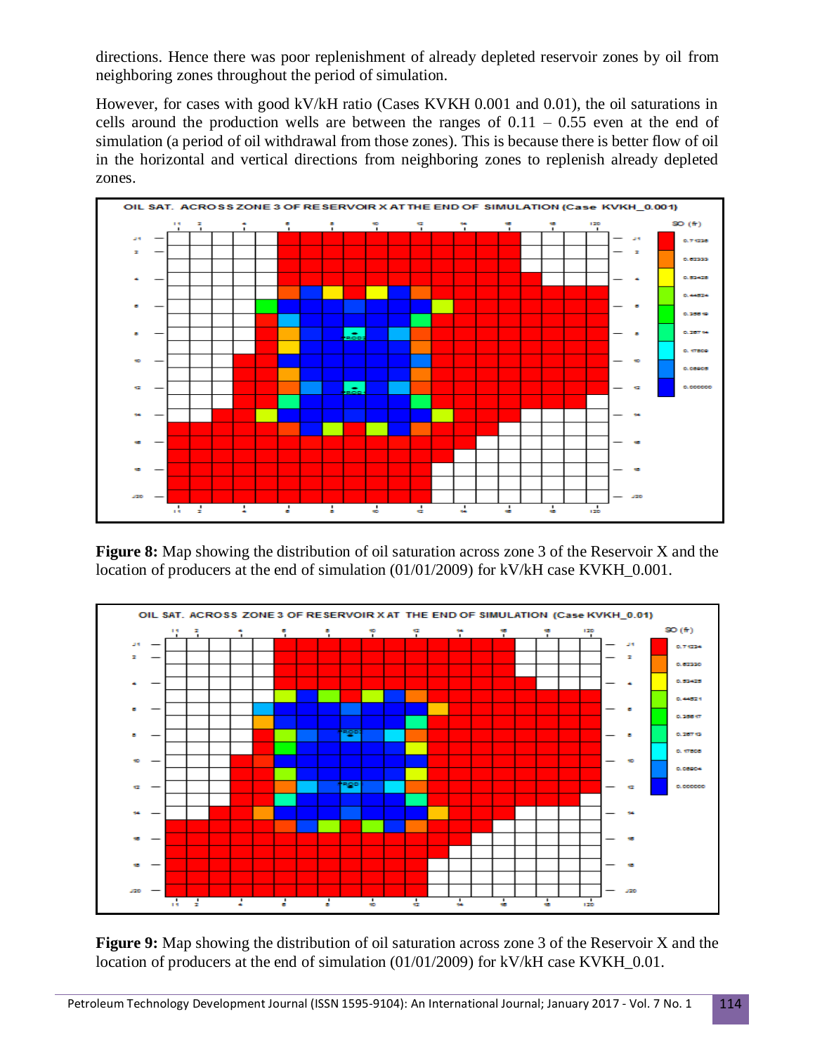directions. Hence there was poor replenishment of already depleted reservoir zones by oil from neighboring zones throughout the period of simulation.

However, for cases with good kV/kH ratio (Cases KVKH 0.001 and 0.01), the oil saturations in cells around the production wells are between the ranges of 0.11 – 0.55 even at the end of simulation (a period of oil withdrawal from those zones). This is because there is better flow of oil in the horizontal and vertical directions from neighboring zones to replenish already depleted zones.

**Figure 8:** Map showing the distribution of oil saturation across zone 3 of the Reservoir X and the location of producers at the end of simulation (01/01/2009) for kV/kH case KVKH_0.001.

**Figure 9:** Map showing the distribution of oil saturation across zone 3 of the Reservoir X and the location of producers at the end of simulation (01/01/2009) for kV/kH case KVKH_0.01.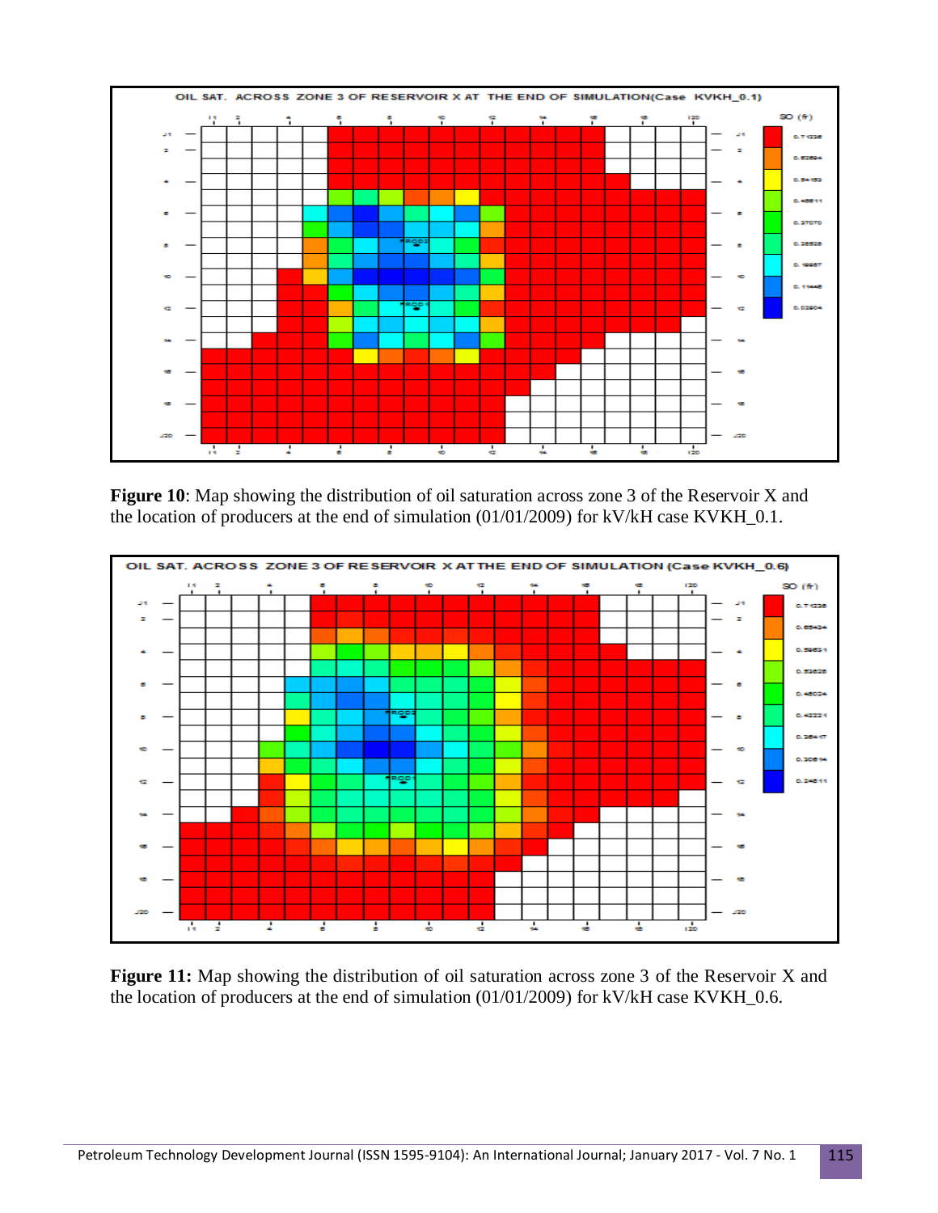**Figure 10**: Map showing the distribution of oil saturation across zone 3 of the Reservoir X and the location of producers at the end of simulation (01/01/2009) for kV/kH case KVKH_0.1.

**Figure 11:** Map showing the distribution of oil saturation across zone 3 of the Reservoir X and the location of producers at the end of simulation (01/01/2009) for kV/kH case KVKH_0.6.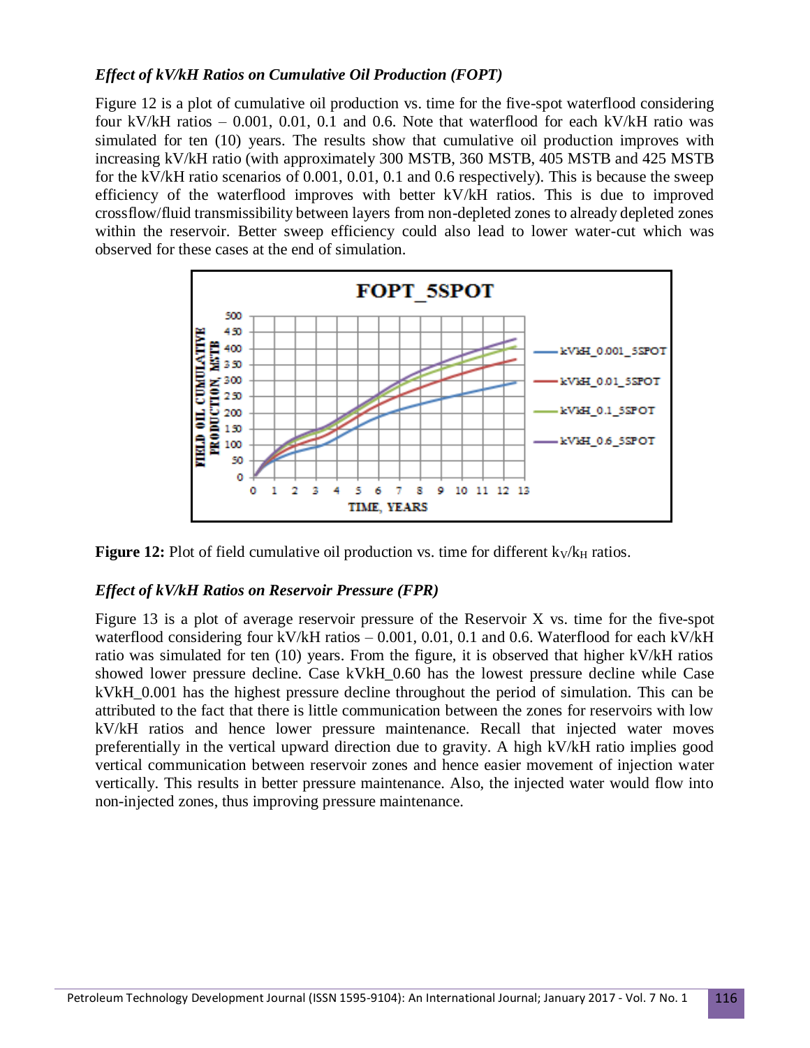### *Effect of kV/kH Ratios on Cumulative Oil Production (FOPT)*

Figure 12 is a plot of cumulative oil production vs. time for the five-spot waterflood considering four kV/kH ratios – 0.001, 0.01, 0.1 and 0.6. Note that waterflood for each kV/kH ratio was simulated for ten (10) years. The results show that cumulative oil production improves with increasing kV/kH ratio (with approximately 300 MSTB, 360 MSTB, 405 MSTB and 425 MSTB for the kV/kH ratio scenarios of 0.001, 0.01, 0.1 and 0.6 respectively). This is because the sweep efficiency of the waterflood improves with better kV/kH ratios. This is due to improved crossflow/fluid transmissibility between layers from non-depleted zones to already depleted zones within the reservoir. Better sweep efficiency could also lead to lower water-cut which was observed for these cases at the end of simulation.

**Figure 12:** Plot of field cumulative oil production vs. time for different $k_V/k_H$ ratios.

### *Effect of kV/kH Ratios on Reservoir Pressure (FPR)*

Figure 13 is a plot of average reservoir pressure of the Reservoir X vs. time for the five-spot waterflood considering four kV/kH ratios – 0.001, 0.01, 0.1 and 0.6. Waterflood for each kV/kH ratio was simulated for ten (10) years. From the figure, it is observed that higher kV/kH ratios showed lower pressure decline. Case kVkH_0.60 has the lowest pressure decline while Case kVkH_0.001 has the highest pressure decline throughout the period of simulation. This can be attributed to the fact that there is little communication between the zones for reservoirs with low kV/kH ratios and hence lower pressure maintenance. Recall that injected water moves preferentially in the vertical upward direction due to gravity. A high kV/kH ratio implies good vertical communication between reservoir zones and hence easier movement of injection water vertically. This results in better pressure maintenance. Also, the injected water would flow into non-injected zones, thus improving pressure maintenance.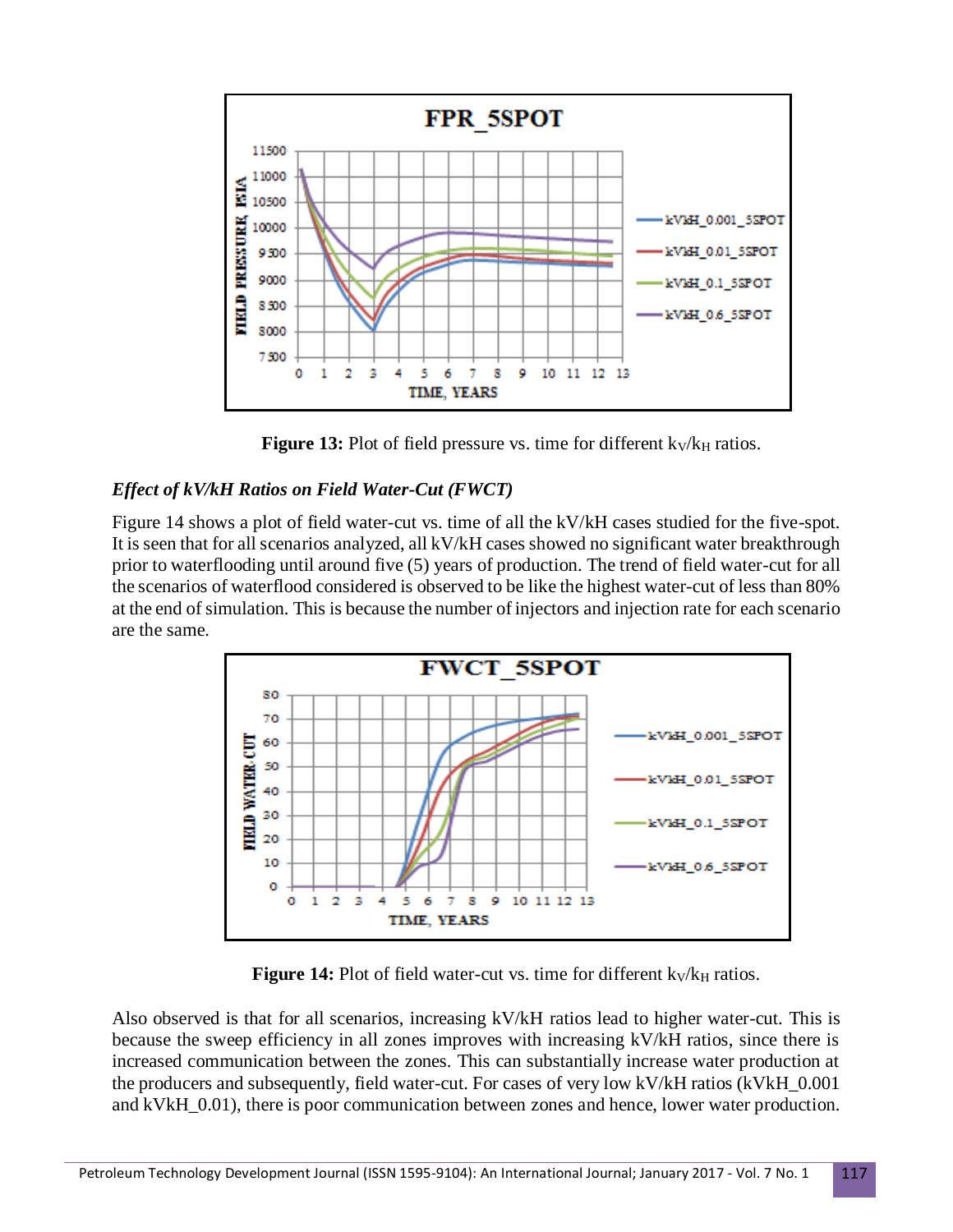**Figure 13:** Plot of field pressure vs. time for different $k_V/k_H$ ratios.

### *Effect of kV/kH Ratios on Field Water-Cut (FWCT)*

Figure 14 shows a plot of field water-cut vs. time of all the kV/kH cases studied for the five-spot. It is seen that for all scenarios analyzed, all kV/kH cases showed no significant water breakthrough prior to waterflooding until around five (5) years of production. The trend of field water-cut for all the scenarios of waterflood considered is observed to be like the highest water-cut of less than 80% at the end of simulation. This is because the number of injectors and injection rate for each scenario are the same.

**Figure 14:** Plot of field water-cut vs. time for different $k_V/k_H$ ratios.

Also observed is that for all scenarios, increasing kV/kH ratios lead to higher water-cut. This is because the sweep efficiency in all zones improves with increasing kV/kH ratios, since there is increased communication between the zones. This can substantially increase water production at the producers and subsequently, field water-cut. For cases of very low kV/kH ratios (kVkH_0.001 and kVkH_0.01), there is poor communication between zones and hence, lower water production.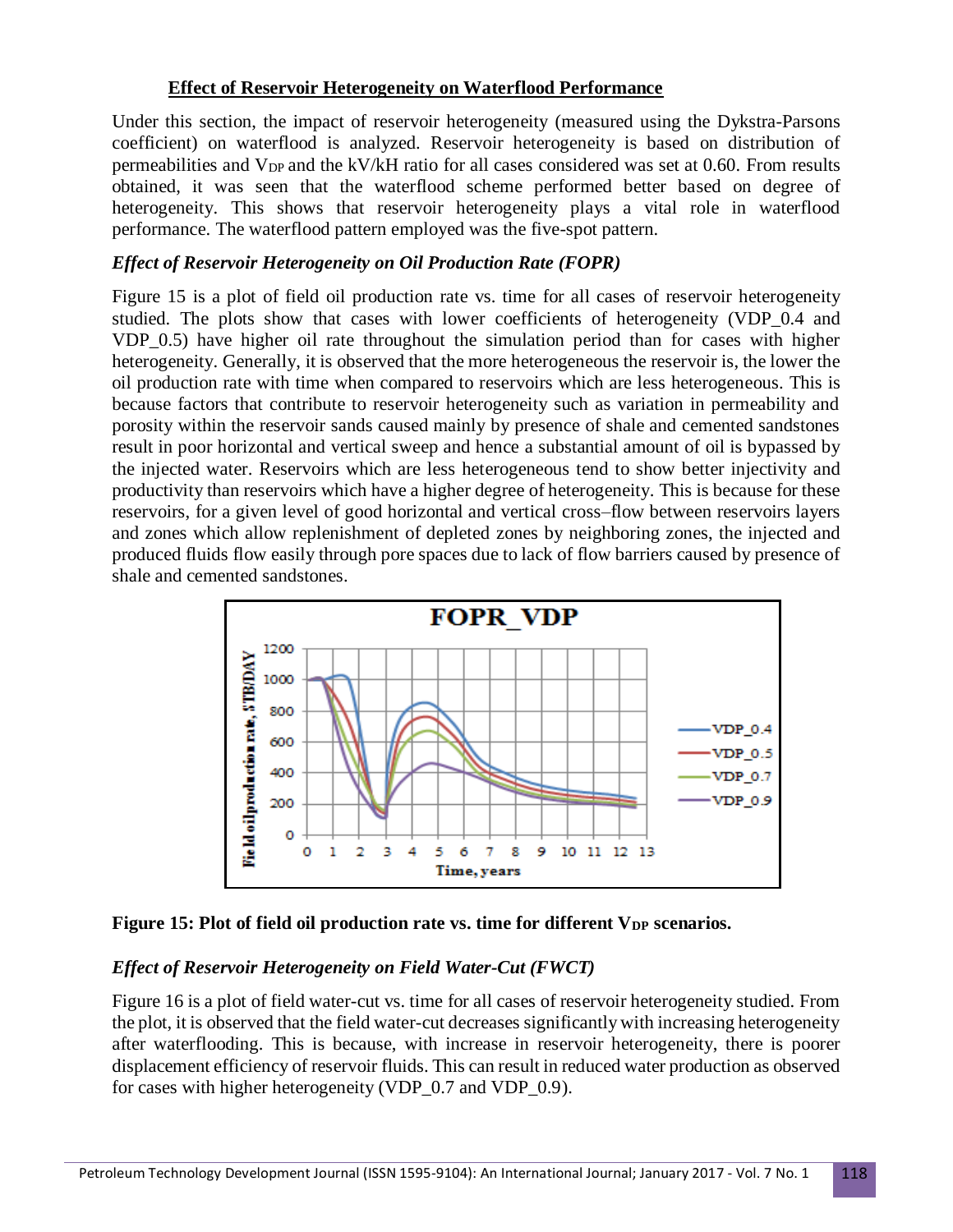## Effect of Reservoir Heterogeneity on Waterflood Performance

Under this section, the impact of reservoir heterogeneity (measured using the Dykstra-Parsons coefficient) on waterflood is analyzed. Reservoir heterogeneity is based on distribution of permeabilities and $V_{DP}$ and the kV/kH ratio for all cases considered was set at 0.60. From results obtained, it was seen that the waterflood scheme performed better based on degree of heterogeneity. This shows that reservoir heterogeneity plays a vital role in waterflood performance. The waterflood pattern employed was the five-spot pattern.

### *Effect of Reservoir Heterogeneity on Oil Production Rate (FOPR)*

Figure 15 is a plot of field oil production rate vs. time for all cases of reservoir heterogeneity studied. The plots show that cases with lower coefficients of heterogeneity (VDP_0.4 and VDP_0.5) have higher oil rate throughout the simulation period than for cases with higher heterogeneity. Generally, it is observed that the more heterogeneous the reservoir is, the lower the oil production rate with time when compared to reservoirs which are less heterogeneous. This is because factors that contribute to reservoir heterogeneity such as variation in permeability and porosity within the reservoir sands caused mainly by presence of shale and cemented sandstones result in poor horizontal and vertical sweep and hence a substantial amount of oil is bypassed by the injected water. Reservoirs which are less heterogeneous tend to show better injectivity and productivity than reservoirs which have a higher degree of heterogeneity. This is because for these reservoirs, for a given level of good horizontal and vertical cross–flow between reservoirs layers and zones which allow replenishment of depleted zones by neighboring zones, the injected and produced fluids flow easily through pore spaces due to lack of flow barriers caused by presence of shale and cemented sandstones.

**Figure 15: Plot of field oil production rate vs. time for different $V_{DP}$ scenarios.**

### *Effect of Reservoir Heterogeneity on Field Water-Cut (FWCT)*

Figure 16 is a plot of field water-cut vs. time for all cases of reservoir heterogeneity studied. From the plot, it is observed that the field water-cut decreases significantly with increasing heterogeneity after waterflooding. This is because, with increase in reservoir heterogeneity, there is poorer displacement efficiency of reservoir fluids. This can result in reduced water production as observed for cases with higher heterogeneity (VDP_0.7 and VDP_0.9).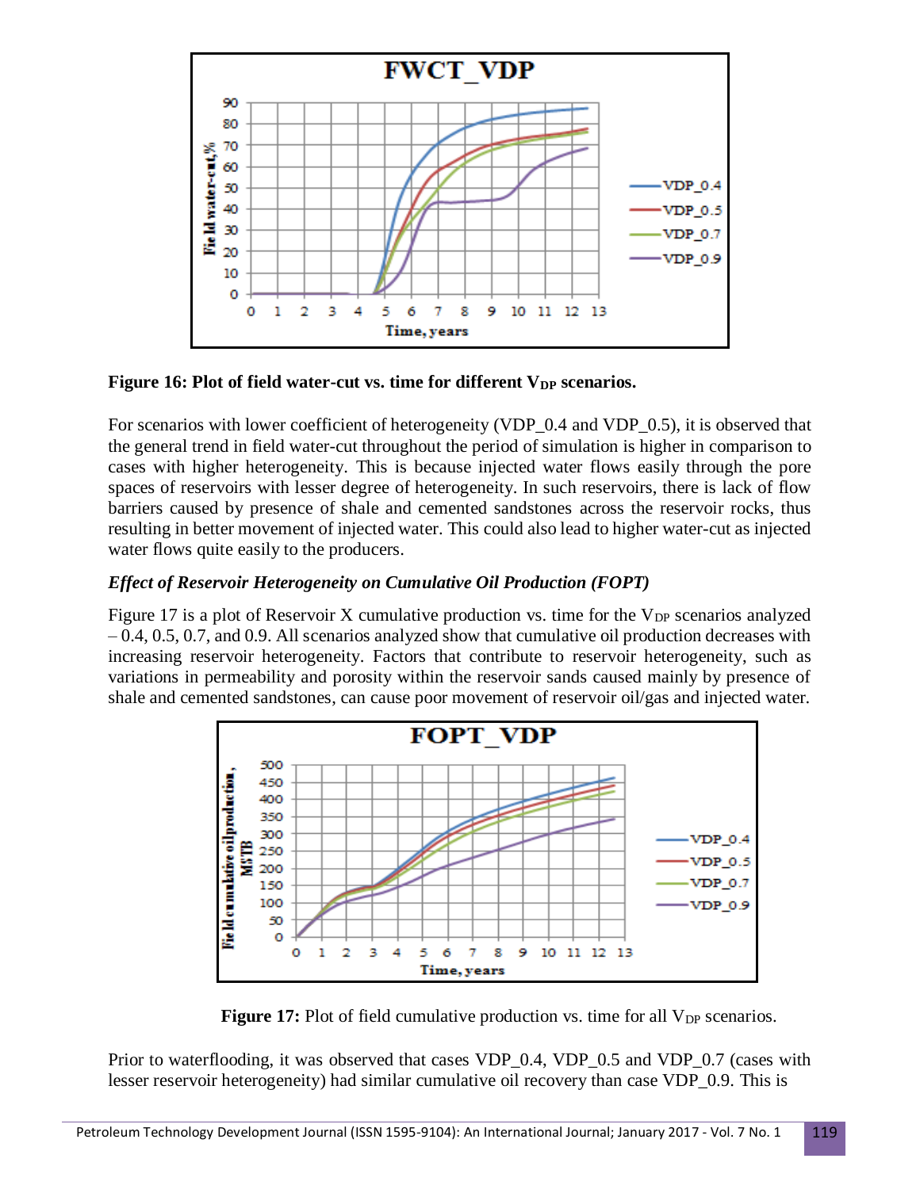**Figure 16: Plot of field water-cut vs. time for different $V_{DP}$ scenarios.**

For scenarios with lower coefficient of heterogeneity (VDP_0.4 and VDP_0.5), it is observed that the general trend in field water-cut throughout the period of simulation is higher in comparison to cases with higher heterogeneity. This is because injected water flows easily through the pore spaces of reservoirs with lesser degree of heterogeneity. In such reservoirs, there is lack of flow barriers caused by presence of shale and cemented sandstones across the reservoir rocks, thus resulting in better movement of injected water. This could also lead to higher water-cut as injected water flows quite easily to the producers.

### *Effect of Reservoir Heterogeneity on Cumulative Oil Production (FOPT)*

Figure 17 is a plot of Reservoir X cumulative production vs. time for the $V_{DP}$ scenarios analyzed – 0.4, 0.5, 0.7, and 0.9. All scenarios analyzed show that cumulative oil production decreases with increasing reservoir heterogeneity. Factors that contribute to reservoir heterogeneity, such as variations in permeability and porosity within the reservoir sands caused mainly by presence of shale and cemented sandstones, can cause poor movement of reservoir oil/gas and injected water.

**Figure 17:** Plot of field cumulative production vs. time for all $V_{DP}$ scenarios.

Prior to waterflooding, it was observed that cases VDP_0.4, VDP_0.5 and VDP_0.7 (cases with lesser reservoir heterogeneity) had similar cumulative oil recovery than case VDP_0.9. This is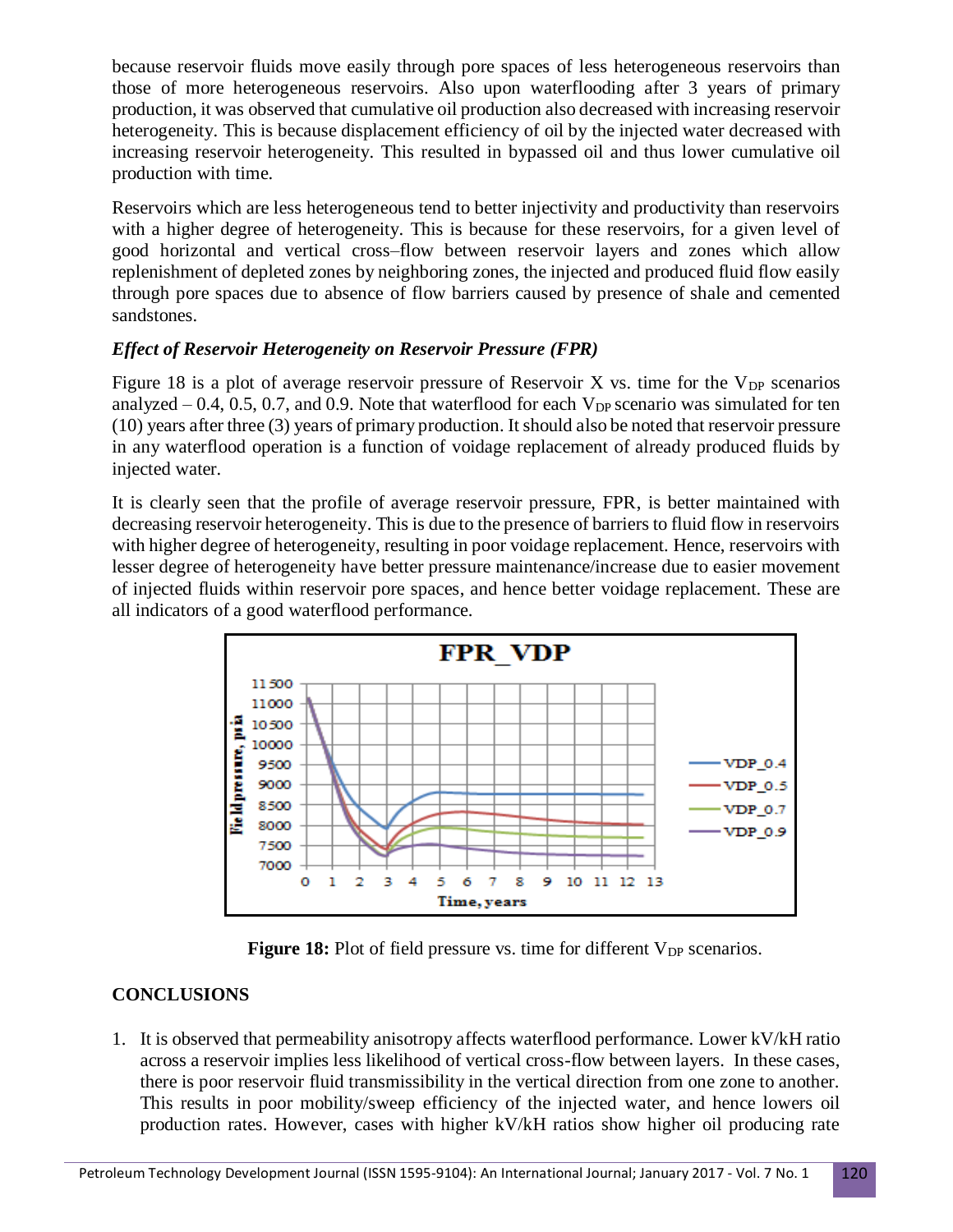because reservoir fluids move easily through pore spaces of less heterogeneous reservoirs than those of more heterogeneous reservoirs. Also upon waterflooding after 3 years of primary production, it was observed that cumulative oil production also decreased with increasing reservoir heterogeneity. This is because displacement efficiency of oil by the injected water decreased with increasing reservoir heterogeneity. This resulted in bypassed oil and thus lower cumulative oil production with time.

Reservoirs which are less heterogeneous tend to better injectivity and productivity than reservoirs with a higher degree of heterogeneity. This is because for these reservoirs, for a given level of good horizontal and vertical cross–flow between reservoir layers and zones which allow replenishment of depleted zones by neighboring zones, the injected and produced fluid flow easily through pore spaces due to absence of flow barriers caused by presence of shale and cemented sandstones.

### *Effect of Reservoir Heterogeneity on Reservoir Pressure (FPR)*

Figure 18 is a plot of average reservoir pressure of Reservoir X vs. time for the $V_{DP}$ scenarios analyzed – 0.4, 0.5, 0.7, and 0.9. Note that waterflood for each $V_{DP}$ scenario was simulated for ten (10) years after three (3) years of primary production. It should also be noted that reservoir pressure in any waterflood operation is a function of voidage replacement of already produced fluids by injected water.

It is clearly seen that the profile of average reservoir pressure, FPR, is better maintained with decreasing reservoir heterogeneity. This is due to the presence of barriers to fluid flow in reservoirs with higher degree of heterogeneity, resulting in poor voidage replacement. Hence, reservoirs with lesser degree of heterogeneity have better pressure maintenance/increase due to easier movement of injected fluids within reservoir pore spaces, and hence better voidage replacement. These are all indicators of a good waterflood performance.

**Figure 18:** Plot of field pressure vs. time for different $V_{DP}$ scenarios.

## CONCLUSIONS

1. It is observed that permeability anisotropy affects waterflood performance. Lower kV/kH ratio across a reservoir implies less likelihood of vertical cross-flow between layers. In these cases, there is poor reservoir fluid transmissibility in the vertical direction from one zone to another. This results in poor mobility/sweep efficiency of the injected water, and hence lowers oil production rates. However, cases with higher kV/kH ratios show higher oil producing rate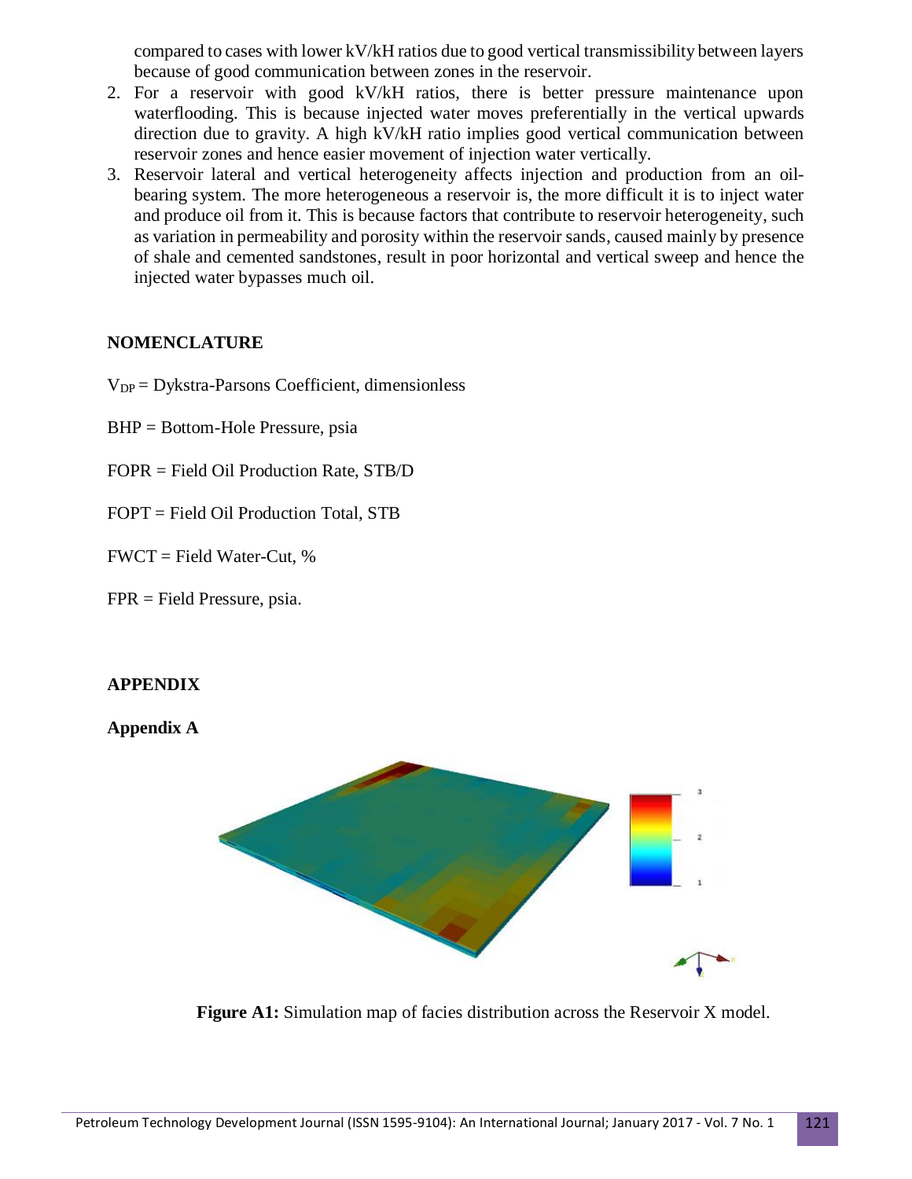compared to cases with lower kV/kH ratios due to good vertical transmissibility between layers because of good communication between zones in the reservoir.

2. For a reservoir with good kV/kH ratios, there is better pressure maintenance upon waterflooding. This is because injected water moves preferentially in the vertical upwards direction due to gravity. A high kV/kH ratio implies good vertical communication between reservoir zones and hence easier movement of injection water vertically.
3. Reservoir lateral and vertical heterogeneity affects injection and production from an oil-bearing system. The more heterogeneous a reservoir is, the more difficult it is to inject water and produce oil from it. This is because factors that contribute to reservoir heterogeneity, such as variation in permeability and porosity within the reservoir sands, caused mainly by presence of shale and cemented sandstones, result in poor horizontal and vertical sweep and hence the injected water bypasses much oil.

## NOMENCLATURE

$V_{DP}$ = Dykstra-Parsons Coefficient, dimensionless

BHP = Bottom-Hole Pressure, psia

FOPR = Field Oil Production Rate, STB/D

FOPT = Field Oil Production Total, STB

FWCT = Field Water-Cut, %

FPR = Field Pressure, psia.

## APPENDIX

### Appendix A

**Figure A1:** Simulation map of facies distribution across the Reservoir X model.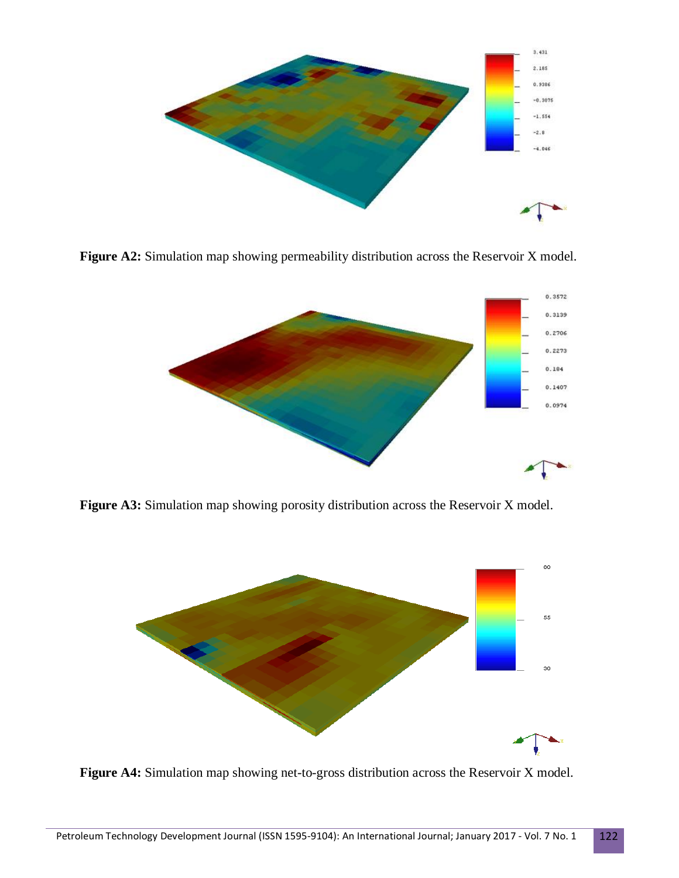**Figure A2:** Simulation map showing permeability distribution across the Reservoir X model.

**Figure A3:** Simulation map showing porosity distribution across the Reservoir X model.

**Figure A4:** Simulation map showing net-to-gross distribution across the Reservoir X model.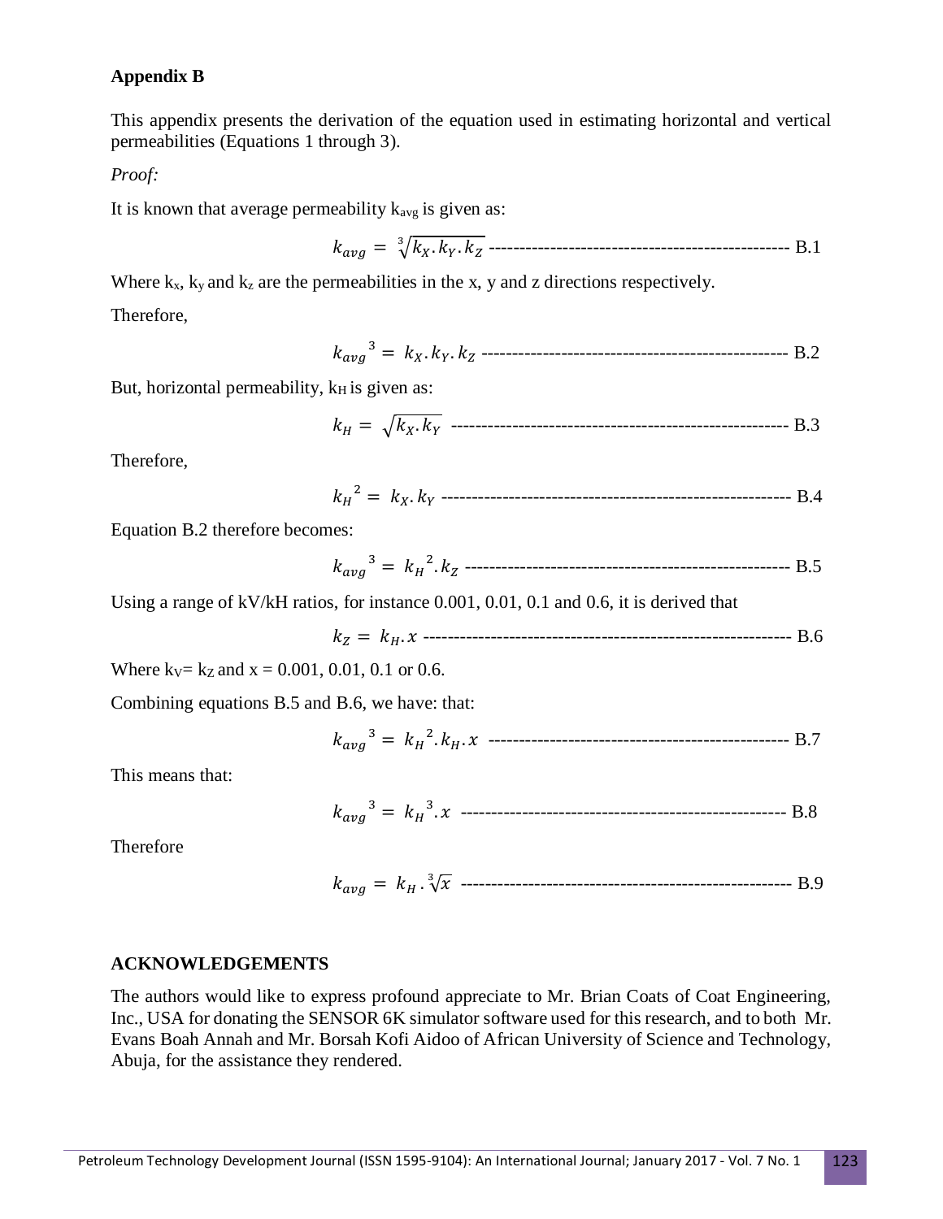**Appendix B**

This appendix presents the derivation of the equation used in estimating horizontal and vertical permeabilities (Equations 1 through 3).

*Proof:*

It is known that average permeability $k_{avg}$ is given as:

$$k_{avg} = \sqrt[3]{k_X.k_Y.k_Z} \quad \text{B.1}$$

Where $k_x$, $k_y$ and $k_z$ are the permeabilities in the x, y and z directions respectively.

Therefore,

$$k_{avg}^3 = k_X.k_Y.k_Z \quad \text{B.2}$$

But, horizontal permeability, $k_H$ is given as:

$$k_H = \sqrt{k_X.k_Y} \quad \text{B.3}$$

Therefore,

$$k_H^2 = k_X.k_Y \quad \text{B.4}$$

Equation B.2 therefore becomes:

$$k_{avg}^3 = k_H^2.k_Z \quad \text{B.5}$$

Using a range of kV/kH ratios, for instance 0.001, 0.01, 0.1 and 0.6, it is derived that

$$k_Z = k_H.x \quad \text{B.6}$$

Where $k_V = k_Z$ and x = 0.001, 0.01, 0.1 or 0.6.

Combining equations B.5 and B.6, we have: that:

$$k_{avg}^3 = k_H^2.k_H.x \quad \text{B.7}$$

This means that:

$$k_{avg}^3 = k_H^3.x \quad \text{B.8}$$

Therefore

$$k_{avg} = k_H.\sqrt[3]{x} \quad \text{B.9}$$

**ACKNOWLEDGEMENTS**

The authors would like to express profound appreciate to Mr. Brian Coats of Coat Engineering, Inc., USA for donating the SENSOR 6K simulator software used for this research, and to both Mr. Evans Boah Annah and Mr. Borsah Kofi Aidoo of African University of Science and Technology, Abuja, for the assistance they rendered.